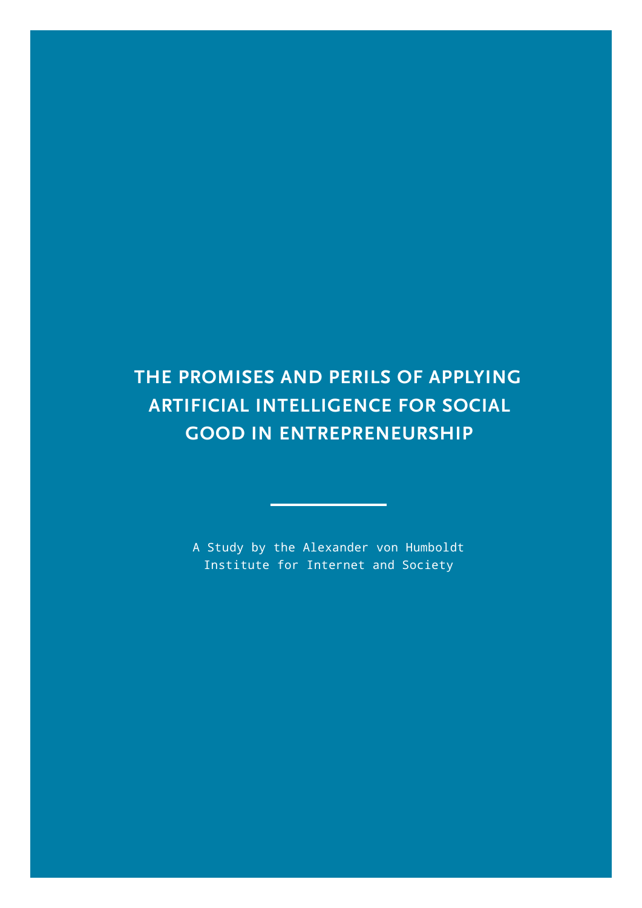# THE PROMISES AND PERILS OF APPLYING ARTIFICIAL INTELLIGENCE FOR SOCIAL GOOD IN ENTREPRENEURSHIP

A Study by the Alexander von Humboldt Institute for Internet and Society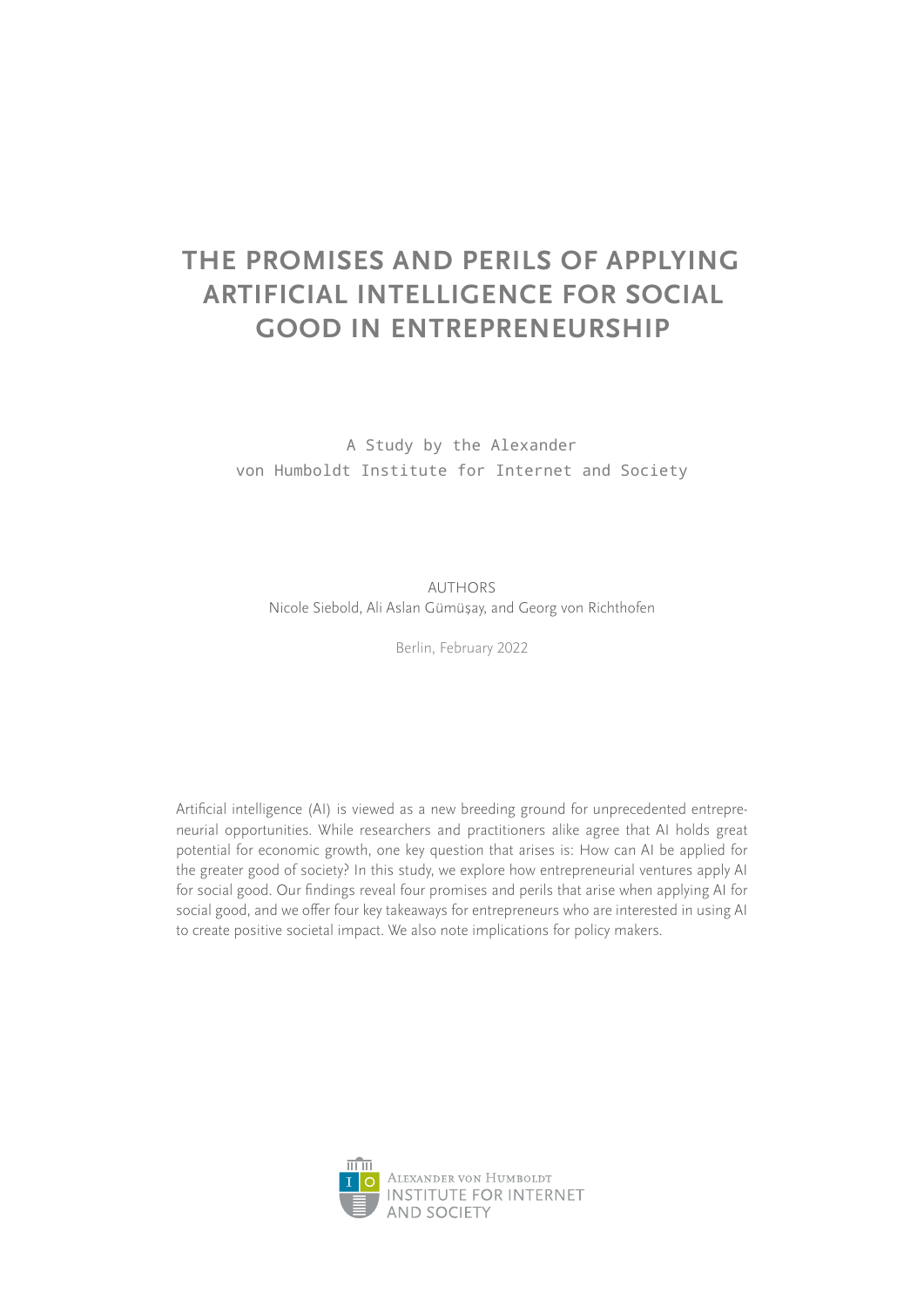# THE PROMISES AND PERILS OF APPLYING ARTIFICIAL INTELLIGENCE FOR SOCIAL GOOD IN ENTREPRENEURSHIP

A Study by the Alexander von Humboldt Institute for Internet and Society

AUTHORS
Nicole Siebold, Ali Aslan Gümüşay, and Georg von Richthofen

Berlin, February 2022

Artificial intelligence (AI) is viewed as a new breeding ground for unprecedented entrepreneurial opportunities. While researchers and practitioners alike agree that AI holds great potential for economic growth, one key question that arises is: How can AI be applied for the greater good of society? In this study, we explore how entrepreneurial ventures apply AI for social good. Our findings reveal four promises and perils that arise when applying AI for social good, and we offer four key takeaways for entrepreneurs who are interested in using AI to create positive societal impact. We also note implications for policy makers.

Alexander von Humboldt
INSTITUTE FOR INTERNET AND SOCIETY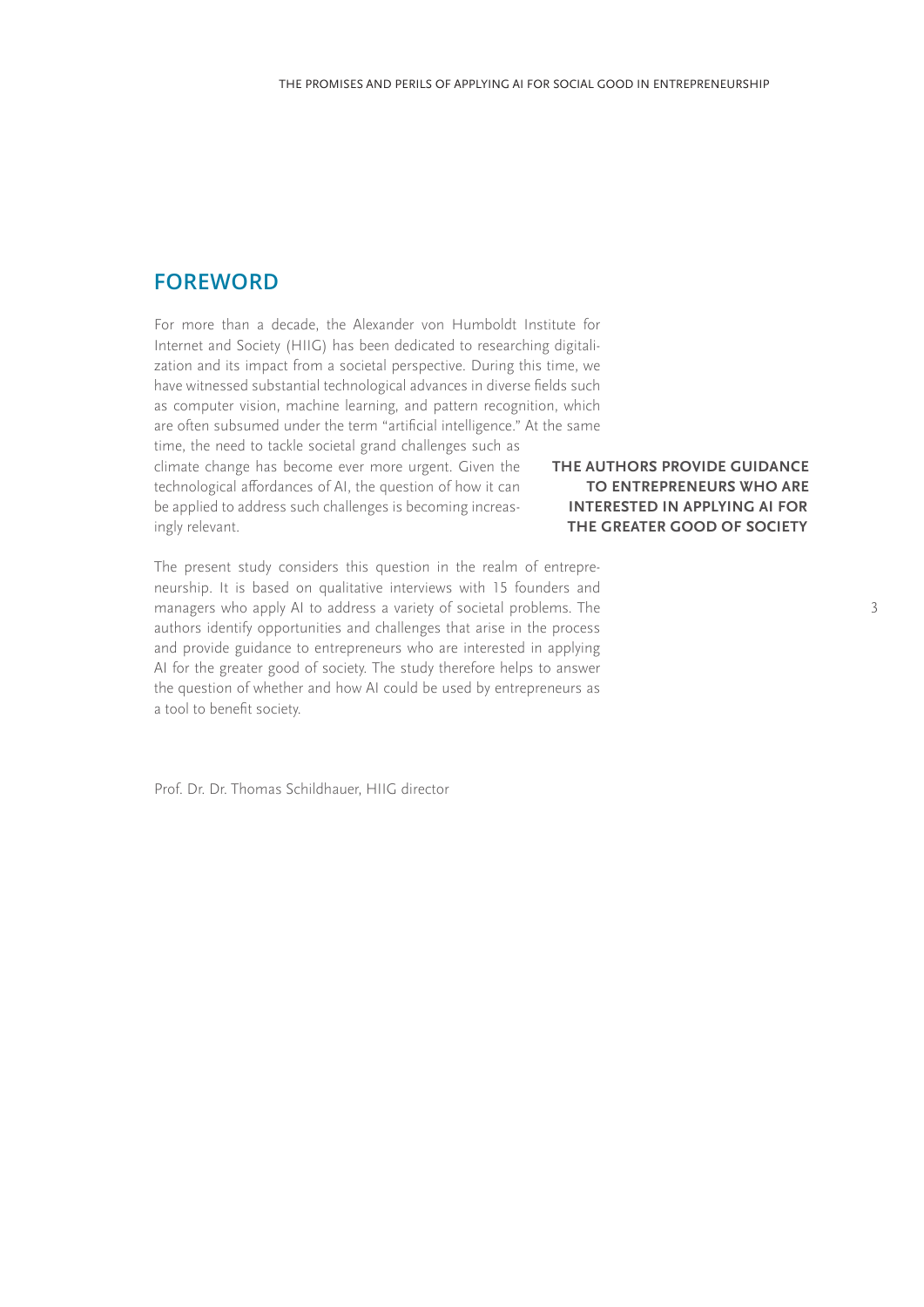## FOREWORD

For more than a decade, the Alexander von Humboldt Institute for Internet and Society (HIIG) has been dedicated to researching digitalization and its impact from a societal perspective. During this time, we have witnessed substantial technological advances in diverse fields such as computer vision, machine learning, and pattern recognition, which are often subsumed under the term "artificial intelligence." At the same time, the need to tackle societal grand challenges such as climate change has become ever more urgent. Given the technological affordances of AI, the question of how it can be applied to address such challenges is becoming increasingly relevant.

**THE AUTHORS PROVIDE GUIDANCE TO ENTREPRENEURS WHO ARE INTERESTED IN APPLYING AI FOR THE GREATER GOOD OF SOCIETY**

The present study considers this question in the realm of entrepreneurship. It is based on qualitative interviews with 15 founders and managers who apply AI to address a variety of societal problems. The authors identify opportunities and challenges that arise in the process and provide guidance to entrepreneurs who are interested in applying AI for the greater good of society. The study therefore helps to answer the question of whether and how AI could be used by entrepreneurs as a tool to benefit society.

Prof. Dr. Dr. Thomas Schildhauer, HIIG director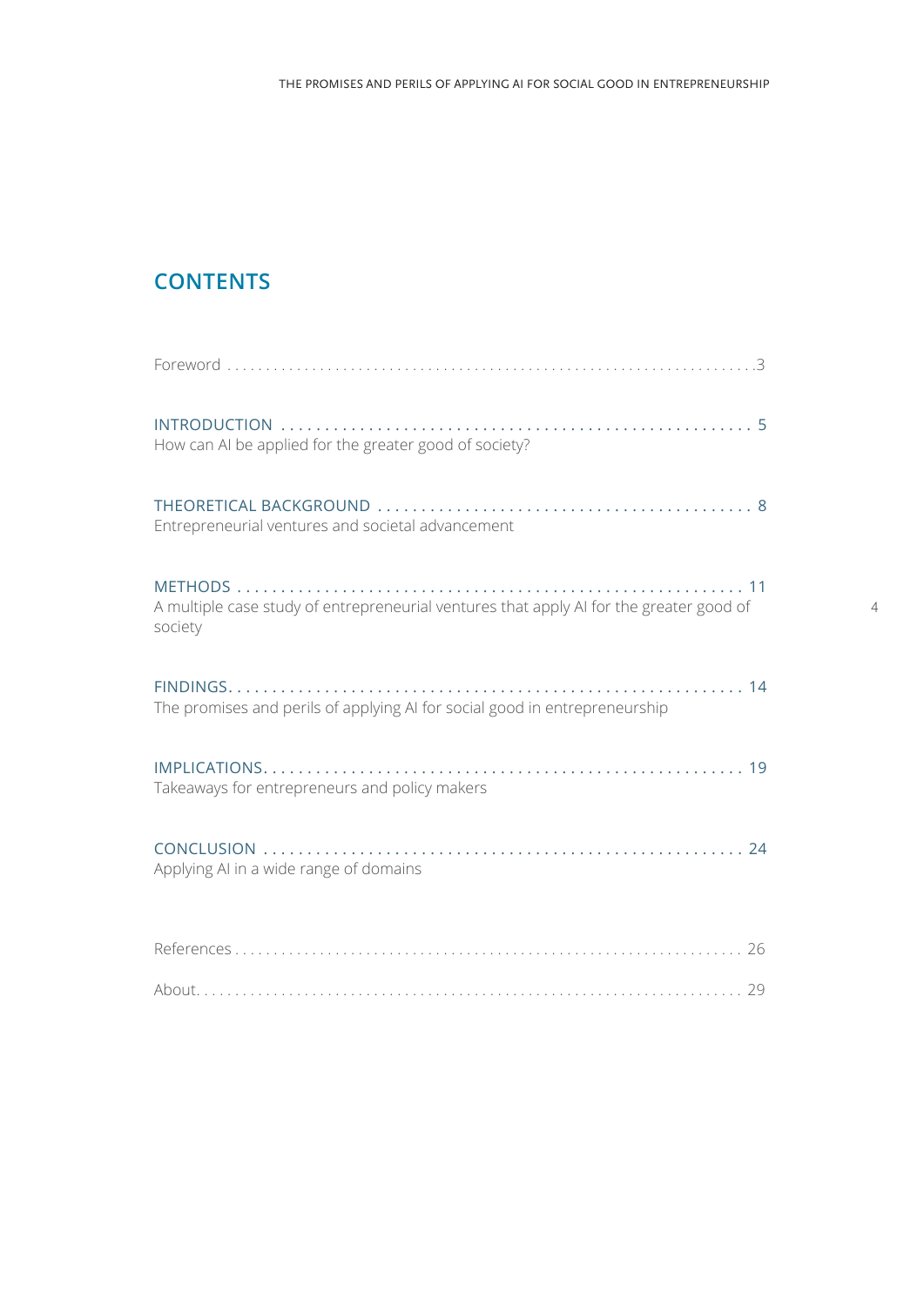## CONTENTS

Foreword . . . . . . . . . . . . . . . . . . . . . . . . . . . . . . . . . . . . . . . . . . . . . . . . . . . . . . . . . . . . . . . . . . 3

INTRODUCTION . . . . . . . . . . . . . . . . . . . . . . . . . . . . . . . . . . . . . . . . . . . . . . . . . . . . . . 5
How can AI be applied for the greater good of society?

THEORETICAL BACKGROUND . . . . . . . . . . . . . . . . . . . . . . . . . . . . . . . . . . . . . . . . . . 8
Entrepreneurial ventures and societal advancement

METHODS . . . . . . . . . . . . . . . . . . . . . . . . . . . . . . . . . . . . . . . . . . . . . . . . . . . . . . . . . . 11
A multiple case study of entrepreneurial ventures that apply AI for the greater good of society

FINDINGS. . . . . . . . . . . . . . . . . . . . . . . . . . . . . . . . . . . . . . . . . . . . . . . . . . . . . . . . . . 14
The promises and perils of applying AI for social good in entrepreneurship

IMPLICATIONS. . . . . . . . . . . . . . . . . . . . . . . . . . . . . . . . . . . . . . . . . . . . . . . . . . . . . . 19
Takeaways for entrepreneurs and policy makers

CONCLUSION . . . . . . . . . . . . . . . . . . . . . . . . . . . . . . . . . . . . . . . . . . . . . . . . . . . . . . 24
Applying AI in a wide range of domains

References . . . . . . . . . . . . . . . . . . . . . . . . . . . . . . . . . . . . . . . . . . . . . . . . . . . . . . . . . 26

About. . . . . . . . . . . . . . . . . . . . . . . . . . . . . . . . . . . . . . . . . . . . . . . . . . . . . . . . . . . . . 29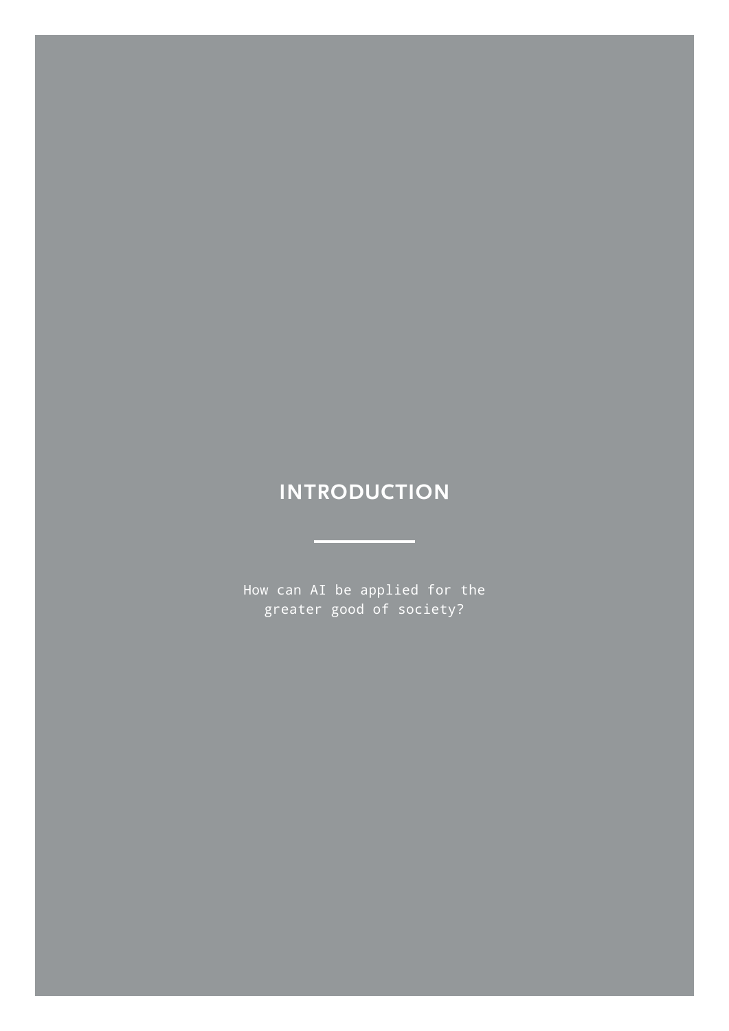# INTRODUCTION

How can AI be applied for the greater good of society?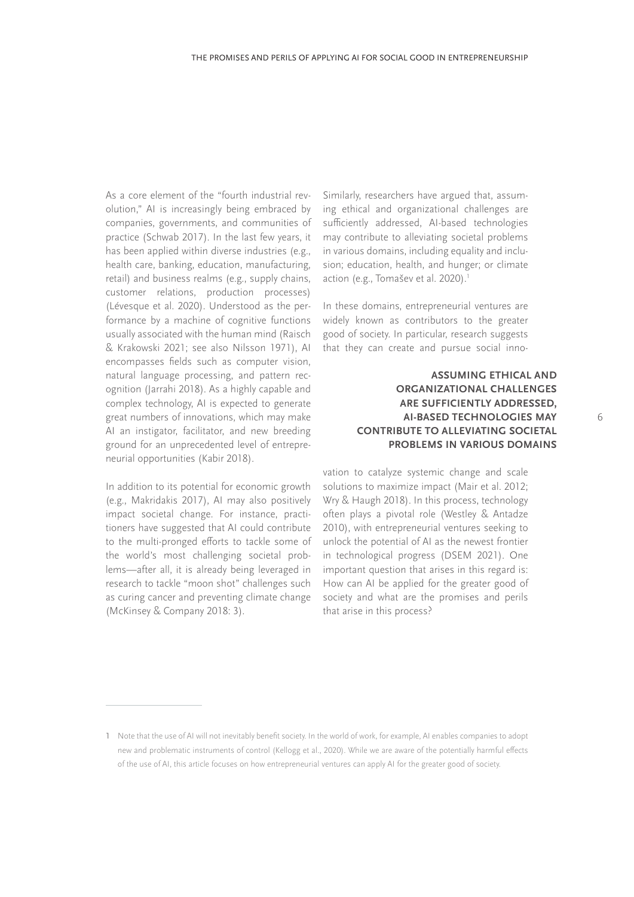As a core element of the "fourth industrial revolution," AI is increasingly being embraced by companies, governments, and communities of practice (Schwab 2017). In the last few years, it has been applied within diverse industries (e.g., health care, banking, education, manufacturing, retail) and business realms (e.g., supply chains, customer relations, production processes) (Lévesque et al. 2020). Understood as the performance by a machine of cognitive functions usually associated with the human mind (Raisch & Krakowski 2021; see also Nilsson 1971), AI encompasses fields such as computer vision, natural language processing, and pattern recognition (Jarrahi 2018). As a highly capable and complex technology, AI is expected to generate great numbers of innovations, which may make AI an instigator, facilitator, and new breeding ground for an unprecedented level of entrepreneurial opportunities (Kabir 2018).

In addition to its potential for economic growth (e.g., Makridakis 2017), AI may also positively impact societal change. For instance, practitioners have suggested that AI could contribute to the multi-pronged efforts to tackle some of the world's most challenging societal problems—after all, it is already being leveraged in research to tackle "moon shot" challenges such as curing cancer and preventing climate change (McKinsey & Company 2018: 3).

Similarly, researchers have argued that, assuming ethical and organizational challenges are sufficiently addressed, AI-based technologies may contribute to alleviating societal problems in various domains, including equality and inclusion; education, health, and hunger; or climate action (e.g., Tomašev et al. 2020).[1]

In these domains, entrepreneurial ventures are widely known as contributors to the greater good of society. In particular, research suggests that they can create and pursue social innovation to catalyze systemic change and scale solutions to maximize impact (Mair et al. 2012; Wry & Haugh 2018). In this process, technology often plays a pivotal role (Westley & Antadze 2010), with entrepreneurial ventures seeking to unlock the potential of AI as the newest frontier in technological progress (DSEM 2021). One important question that arises in this regard is: How can AI be applied for the greater good of society and what are the promises and perils that arise in this process?

**ASSUMING ETHICAL AND ORGANIZATIONAL CHALLENGES ARE SUFFICIENTLY ADDRESSED, AI-BASED TECHNOLOGIES MAY CONTRIBUTE TO ALLEVIATING SOCIETAL PROBLEMS IN VARIOUS DOMAINS**

---

1 Note that the use of AI will not inevitably benefit society. In the world of work, for example, AI enables companies to adopt new and problematic instruments of control (Kellogg et al., 2020). While we are aware of the potentially harmful effects of the use of AI, this article focuses on how entrepreneurial ventures can apply AI for the greater good of society.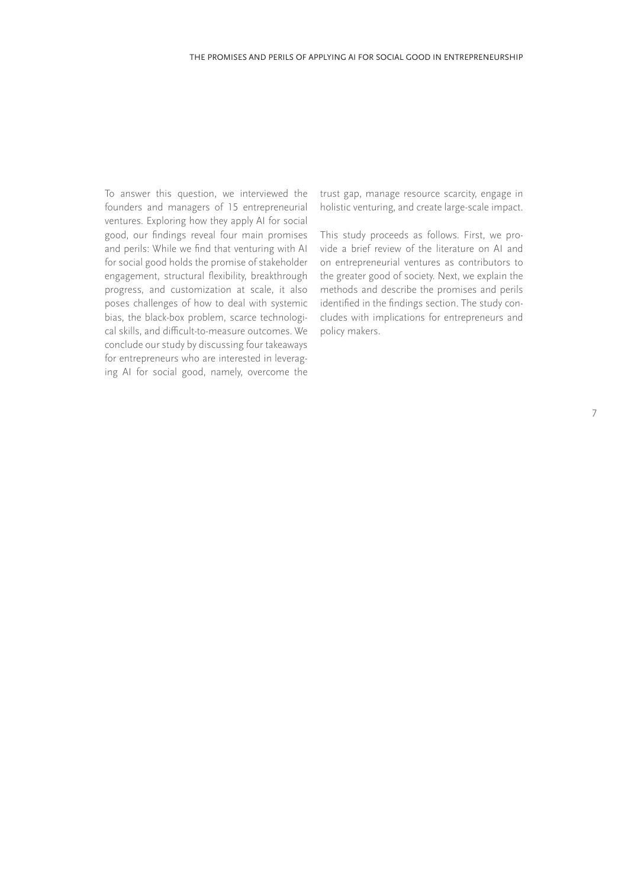To answer this question, we interviewed the founders and managers of 15 entrepreneurial ventures. Exploring how they apply AI for social good, our findings reveal four main promises and perils: While we find that venturing with AI for social good holds the promise of stakeholder engagement, structural flexibility, breakthrough progress, and customization at scale, it also poses challenges of how to deal with systemic bias, the black-box problem, scarce technological skills, and difficult-to-measure outcomes. We conclude our study by discussing four takeaways for entrepreneurs who are interested in leveraging AI for social good, namely, overcome the trust gap, manage resource scarcity, engage in holistic venturing, and create large-scale impact.

This study proceeds as follows. First, we provide a brief review of the literature on AI and on entrepreneurial ventures as contributors to the greater good of society. Next, we explain the methods and describe the promises and perils identified in the findings section. The study concludes with implications for entrepreneurs and policy makers.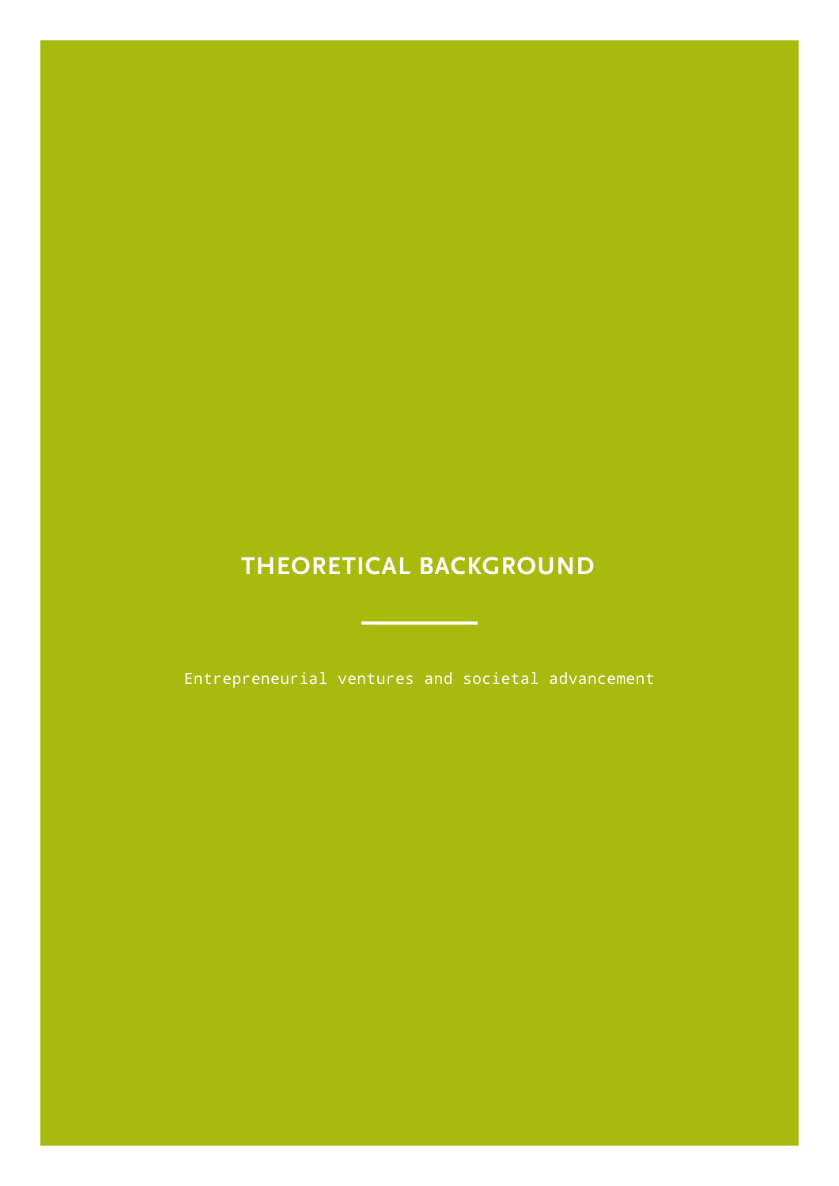# THEORETICAL BACKGROUND

Entrepreneurial ventures and societal advancement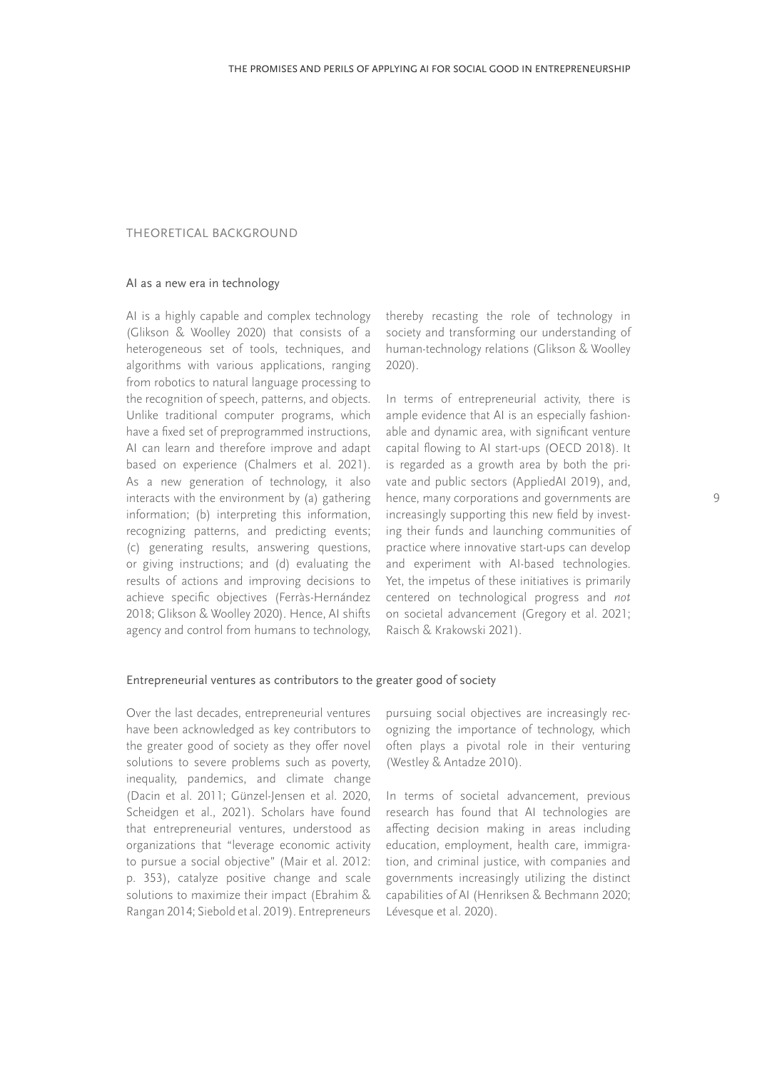# THEORETICAL BACKGROUND

## AI as a new era in technology

AI is a highly capable and complex technology (Glikson & Woolley 2020) that consists of a heterogeneous set of tools, techniques, and algorithms with various applications, ranging from robotics to natural language processing to the recognition of speech, patterns, and objects. Unlike traditional computer programs, which have a fixed set of preprogrammed instructions, AI can learn and therefore improve and adapt based on experience (Chalmers et al. 2021). As a new generation of technology, it also interacts with the environment by (a) gathering information; (b) interpreting this information, recognizing patterns, and predicting events; (c) generating results, answering questions, or giving instructions; and (d) evaluating the results of actions and improving decisions to achieve specific objectives (Ferràs-Hernández 2018; Glikson & Woolley 2020). Hence, AI shifts agency and control from humans to technology, thereby recasting the role of technology in society and transforming our understanding of human-technology relations (Glikson & Woolley 2020).

In terms of entrepreneurial activity, there is ample evidence that AI is an especially fashionable and dynamic area, with significant venture capital flowing to AI start-ups (OECD 2018). It is regarded as a growth area by both the private and public sectors (AppliedAI 2019), and, hence, many corporations and governments are increasingly supporting this new field by investing their funds and launching communities of practice where innovative start-ups can develop and experiment with AI-based technologies. Yet, the impetus of these initiatives is primarily centered on technological progress and *not* on societal advancement (Gregory et al. 2021; Raisch & Krakowski 2021).

## Entrepreneurial ventures as contributors to the greater good of society

Over the last decades, entrepreneurial ventures have been acknowledged as key contributors to the greater good of society as they offer novel solutions to severe problems such as poverty, inequality, pandemics, and climate change (Dacin et al. 2011; Günzel-Jensen et al. 2020, Scheidgen et al., 2021). Scholars have found that entrepreneurial ventures, understood as organizations that "leverage economic activity to pursue a social objective" (Mair et al. 2012: p. 353), catalyze positive change and scale solutions to maximize their impact (Ebrahim & Rangan 2014; Siebold et al. 2019). Entrepreneurs pursuing social objectives are increasingly recognizing the importance of technology, which often plays a pivotal role in their venturing (Westley & Antadze 2010).

In terms of societal advancement, previous research has found that AI technologies are affecting decision making in areas including education, employment, health care, immigration, and criminal justice, with companies and governments increasingly utilizing the distinct capabilities of AI (Henriksen & Bechmann 2020; Lévesque et al. 2020).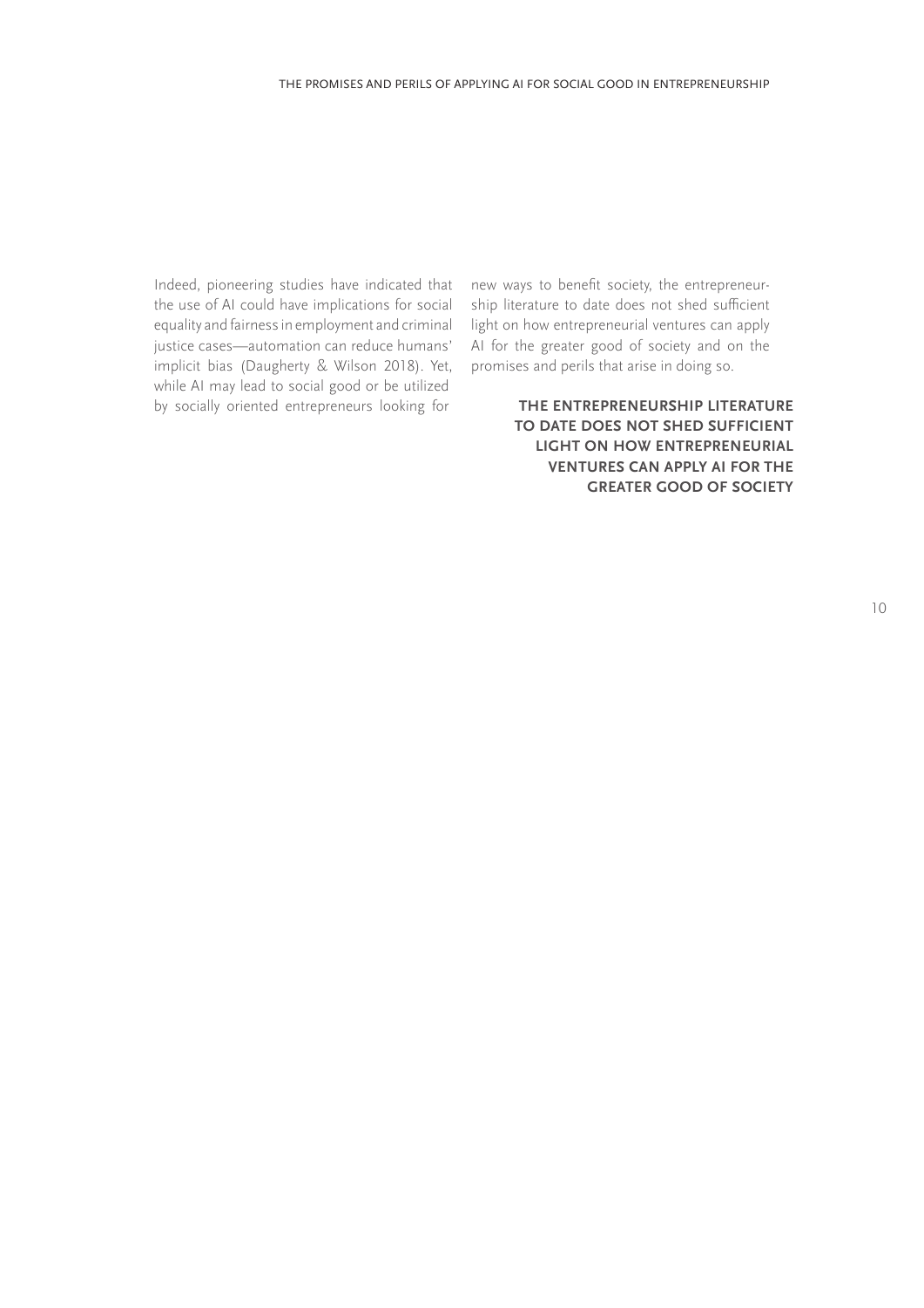Indeed, pioneering studies have indicated that the use of AI could have implications for social equality and fairness in employment and criminal justice cases—automation can reduce humans' implicit bias (Daugherty & Wilson 2018). Yet, while AI may lead to social good or be utilized by socially oriented entrepreneurs looking for new ways to benefit society, the entrepreneurship literature to date does not shed sufficient light on how entrepreneurial ventures can apply AI for the greater good of society and on the promises and perils that arise in doing so.

**THE ENTREPRENEURSHIP LITERATURE TO DATE DOES NOT SHED SUFFICIENT LIGHT ON HOW ENTREPRENEURIAL VENTURES CAN APPLY AI FOR THE GREATER GOOD OF SOCIETY**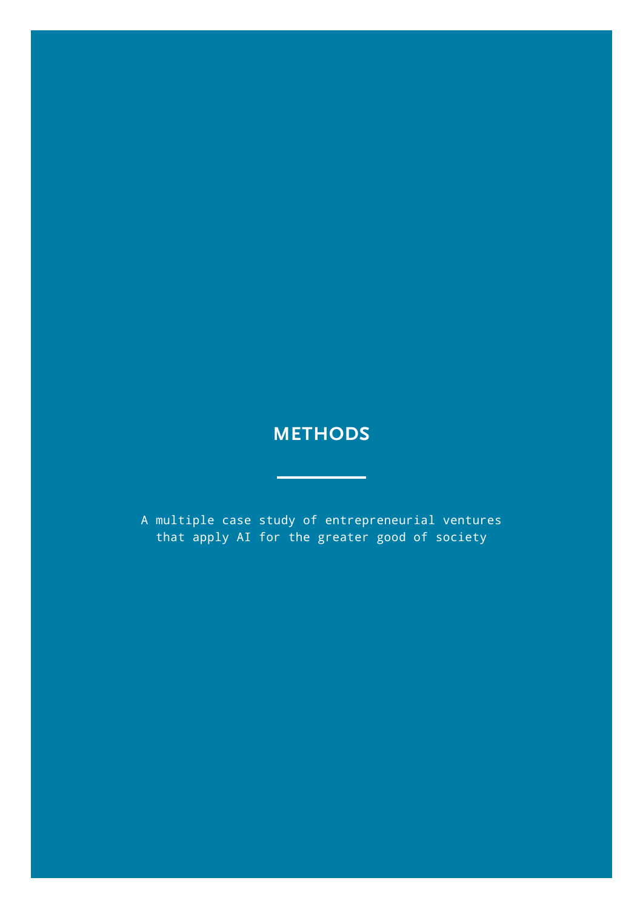# METHODS

A multiple case study of entrepreneurial ventures that apply AI for the greater good of society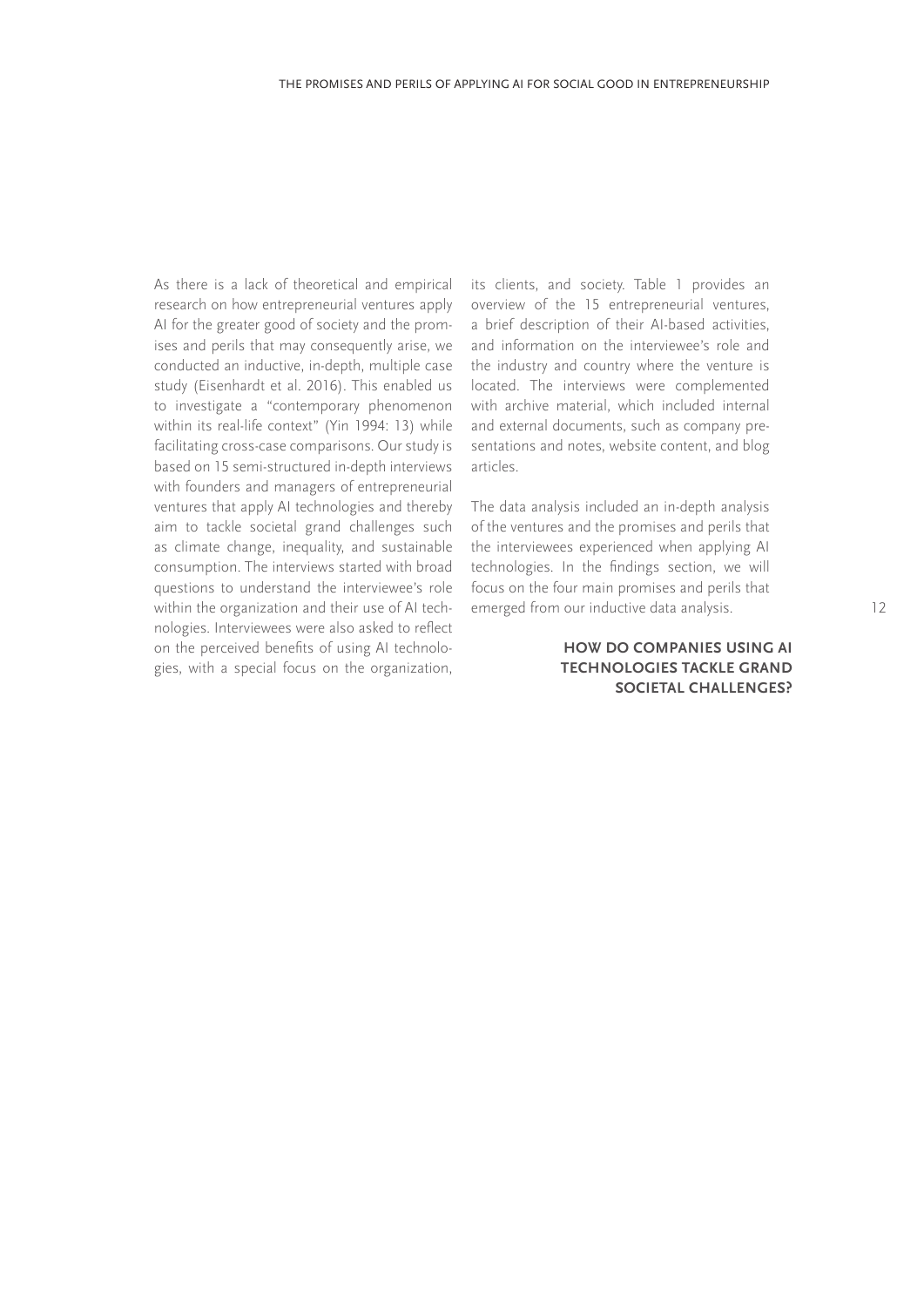As there is a lack of theoretical and empirical research on how entrepreneurial ventures apply AI for the greater good of society and the promises and perils that may consequently arise, we conducted an inductive, in-depth, multiple case study (Eisenhardt et al. 2016). This enabled us to investigate a "contemporary phenomenon within its real-life context" (Yin 1994: 13) while facilitating cross-case comparisons. Our study is based on 15 semi-structured in-depth interviews with founders and managers of entrepreneurial ventures that apply AI technologies and thereby aim to tackle societal grand challenges such as climate change, inequality, and sustainable consumption. The interviews started with broad questions to understand the interviewee's role within the organization and their use of AI technologies. Interviewees were also asked to reflect on the perceived benefits of using AI technologies, with a special focus on the organization, its clients, and society. Table 1 provides an overview of the 15 entrepreneurial ventures, a brief description of their AI-based activities, and information on the interviewee's role and the industry and country where the venture is located. The interviews were complemented with archive material, which included internal and external documents, such as company presentations and notes, website content, and blog articles.

The data analysis included an in-depth analysis of the ventures and the promises and perils that the interviewees experienced when applying AI technologies. In the findings section, we will focus on the four main promises and perils that emerged from our inductive data analysis.

## HOW DO COMPANIES USING AI TECHNOLOGIES TACKLE GRAND SOCIETAL CHALLENGES?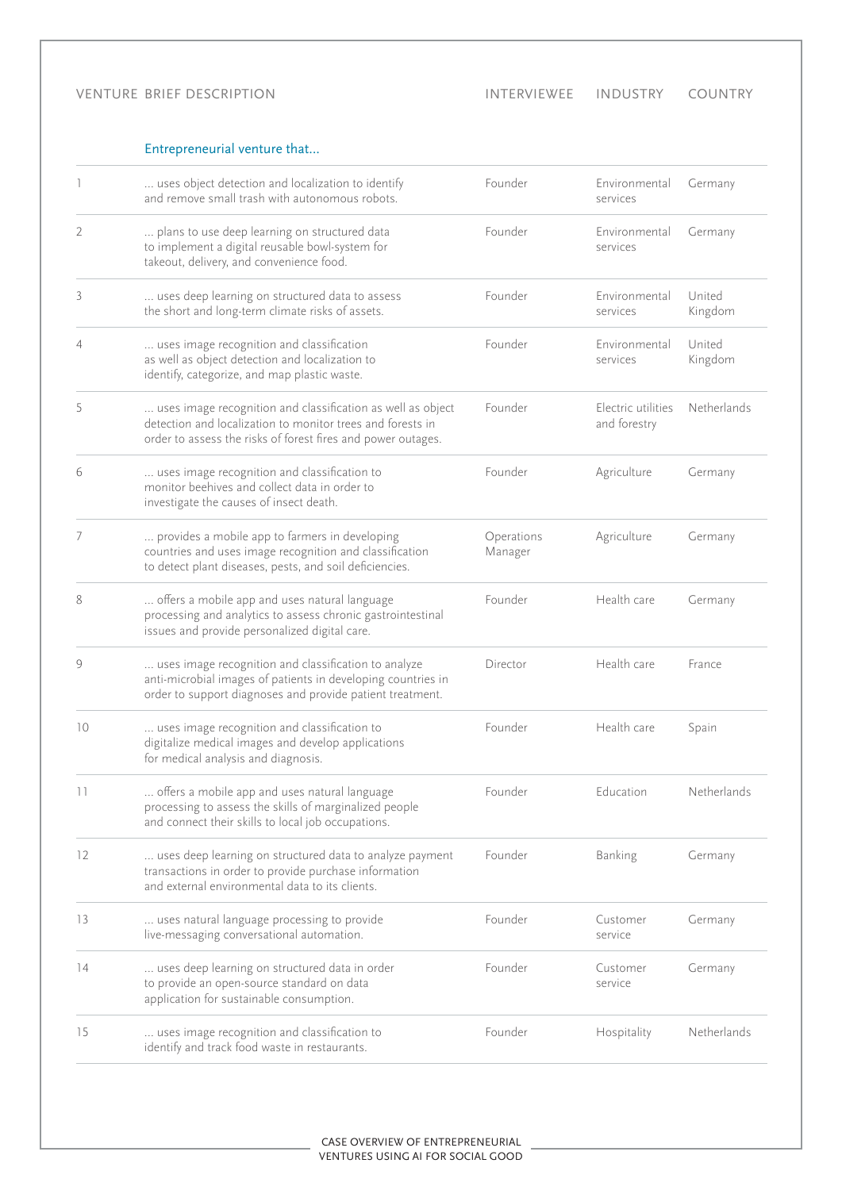| VENTURE | BRIEF DESCRIPTION | INTERVIEWEE | INDUSTRY | COUNTRY |
|---|---|---|---|---|
| | Entrepreneurial venture that… | | | |
| 1 | … uses object detection and localization to identify and remove small trash with autonomous robots. | Founder | Environmental services | Germany |
| 2 | … plans to use deep learning on structured data to implement a digital reusable bowl-system for takeout, delivery, and convenience food. | Founder | Environmental services | Germany |
| 3 | … uses deep learning on structured data to assess the short and long-term climate risks of assets. | Founder | Environmental services | United Kingdom |
| 4 | … uses image recognition and classification as well as object detection and localization to identify, categorize, and map plastic waste. | Founder | Environmental services | United Kingdom |
| 5 | … uses image recognition and classification as well as object detection and localization to monitor trees and forests in order to assess the risks of forest fires and power outages. | Founder | Electric utilities and forestry | Netherlands |
| 6 | … uses image recognition and classification to monitor beehives and collect data in order to investigate the causes of insect death. | Founder | Agriculture | Germany |
| 7 | … provides a mobile app to farmers in developing countries and uses image recognition and classification to detect plant diseases, pests, and soil deficiencies. | Operations Manager | Agriculture | Germany |
| 8 | … offers a mobile app and uses natural language processing and analytics to assess chronic gastrointestinal issues and provide personalized digital care. | Founder | Health care | Germany |
| 9 | … uses image recognition and classification to analyze anti-microbial images of patients in developing countries in order to support diagnoses and provide patient treatment. | Director | Health care | France |
| 10 | … uses image recognition and classification to digitalize medical images and develop applications for medical analysis and diagnosis. | Founder | Health care | Spain |
| 11 | … offers a mobile app and uses natural language processing to assess the skills of marginalized people and connect their skills to local job occupations. | Founder | Education | Netherlands |
| 12 | … uses deep learning on structured data to analyze payment transactions in order to provide purchase information and external environmental data to its clients. | Founder | Banking | Germany |
| 13 | … uses natural language processing to provide live-messaging conversational automation. | Founder | Customer service | Germany |
| 14 | … uses deep learning on structured data in order to provide an open-source standard on data application for sustainable consumption. | Founder | Customer service | Germany |
| 15 | … uses image recognition and classification to identify and track food waste in restaurants. | Founder | Hospitality | Netherlands |

CASE OVERVIEW OF ENTREPRENEURIAL VENTURES USING AI FOR SOCIAL GOOD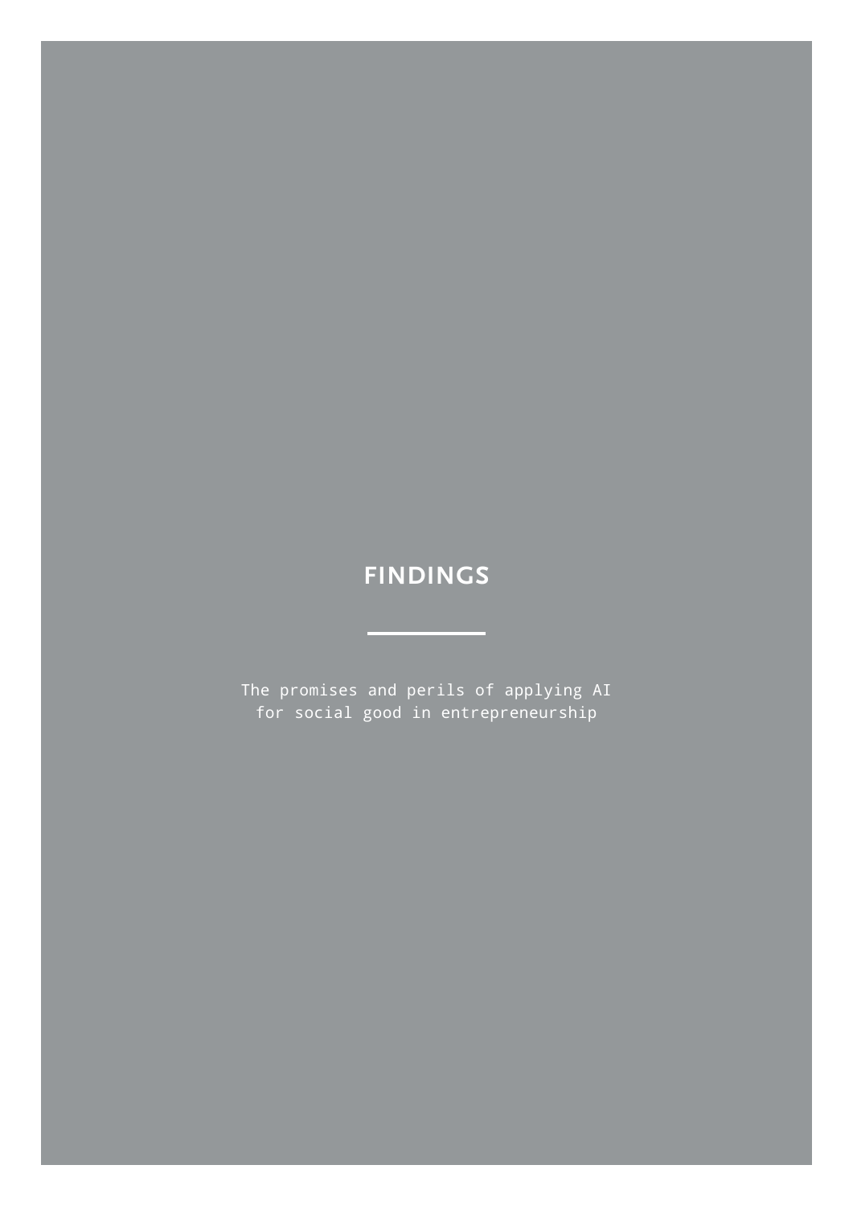# FINDINGS

The promises and perils of applying AI for social good in entrepreneurship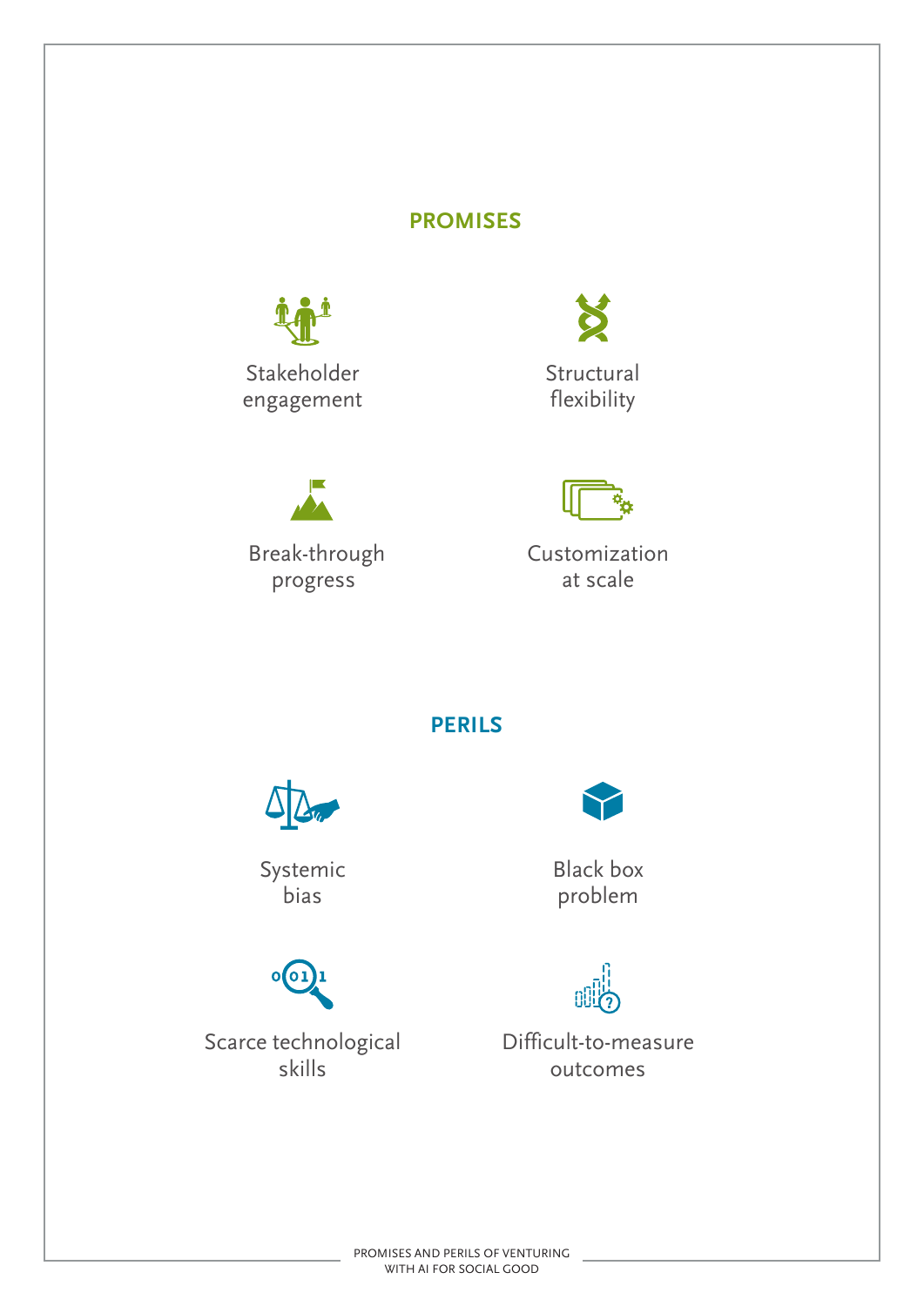## PROMISES

Stakeholder engagement

Structural flexibility

Break-through progress

Customization at scale

## PERILS

Systemic bias

Black box problem

Scarce technological skills

Difficult-to-measure outcomes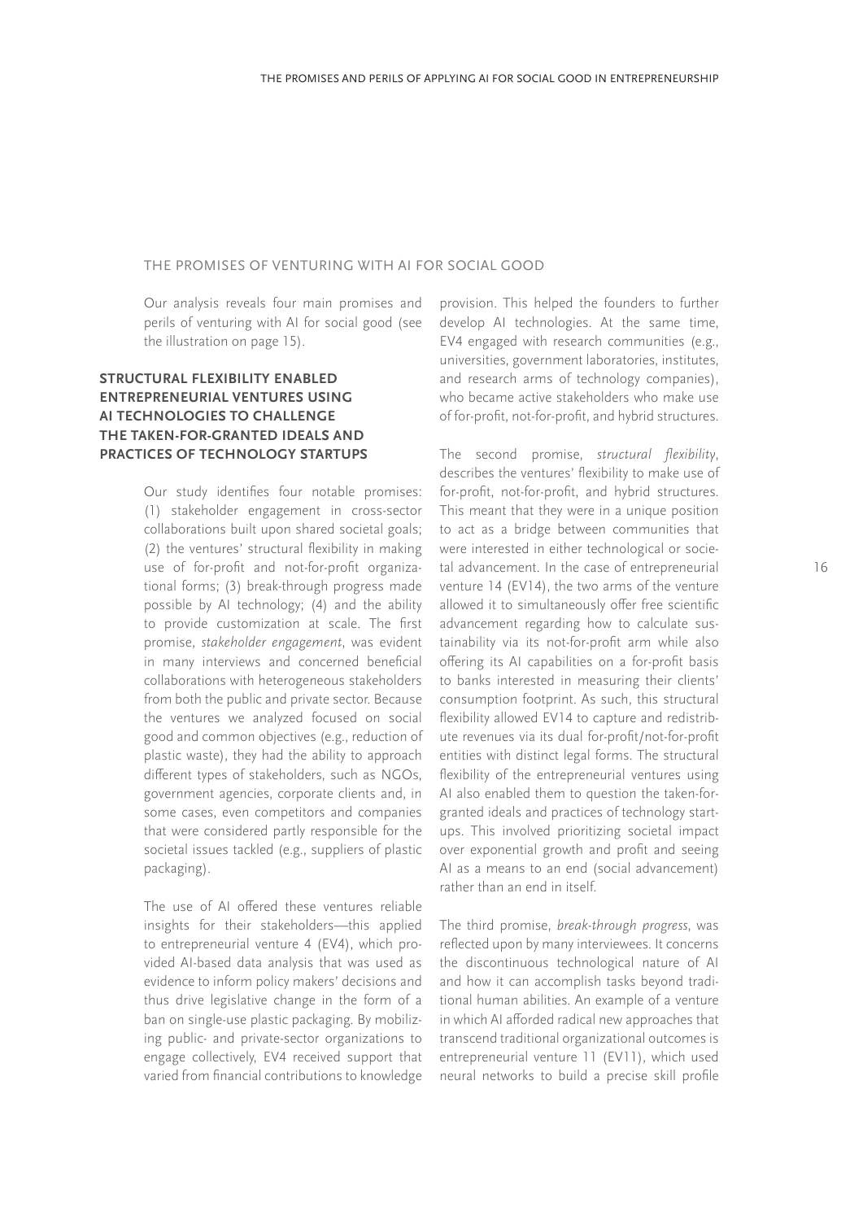## THE PROMISES OF VENTURING WITH AI FOR SOCIAL GOOD

Our analysis reveals four main promises and perils of venturing with AI for social good (see the illustration on page 15).

### STRUCTURAL FLEXIBILITY ENABLED ENTREPRENEURIAL VENTURES USING AI TECHNOLOGIES TO CHALLENGE THE TAKEN-FOR-GRANTED IDEALS AND PRACTICES OF TECHNOLOGY STARTUPS

Our study identifies four notable promises: (1) stakeholder engagement in cross-sector collaborations built upon shared societal goals; (2) the ventures' structural flexibility in making use of for-profit and not-for-profit organizational forms; (3) break-through progress made possible by AI technology; (4) and the ability to provide customization at scale. The first promise, *stakeholder engagement*, was evident in many interviews and concerned beneficial collaborations with heterogeneous stakeholders from both the public and private sector. Because the ventures we analyzed focused on social good and common objectives (e.g., reduction of plastic waste), they had the ability to approach different types of stakeholders, such as NGOs, government agencies, corporate clients and, in some cases, even competitors and companies that were considered partly responsible for the societal issues tackled (e.g., suppliers of plastic packaging).

The use of AI offered these ventures reliable insights for their stakeholders—this applied to entrepreneurial venture 4 (EV4), which provided AI-based data analysis that was used as evidence to inform policy makers' decisions and thus drive legislative change in the form of a ban on single-use plastic packaging. By mobilizing public- and private-sector organizations to engage collectively, EV4 received support that varied from financial contributions to knowledge provision. This helped the founders to further develop AI technologies. At the same time, EV4 engaged with research communities (e.g., universities, government laboratories, institutes, and research arms of technology companies), who became active stakeholders who make use of for-profit, not-for-profit, and hybrid structures.

The second promise, *structural flexibility*, describes the ventures' flexibility to make use of for-profit, not-for-profit, and hybrid structures. This meant that they were in a unique position to act as a bridge between communities that were interested in either technological or societal advancement. In the case of entrepreneurial venture 14 (EV14), the two arms of the venture allowed it to simultaneously offer free scientific advancement regarding how to calculate sustainability via its not-for-profit arm while also offering its AI capabilities on a for-profit basis to banks interested in measuring their clients' consumption footprint. As such, this structural flexibility allowed EV14 to capture and redistribute revenues via its dual for-profit/not-for-profit entities with distinct legal forms. The structural flexibility of the entrepreneurial ventures using AI also enabled them to question the taken-for-granted ideals and practices of technology startups. This involved prioritizing societal impact over exponential growth and profit and seeing AI as a means to an end (social advancement) rather than an end in itself.

The third promise, *break-through progress*, was reflected upon by many interviewees. It concerns the discontinuous technological nature of AI and how it can accomplish tasks beyond traditional human abilities. An example of a venture in which AI afforded radical new approaches that transcend traditional organizational outcomes is entrepreneurial venture 11 (EV11), which used neural networks to build a precise skill profile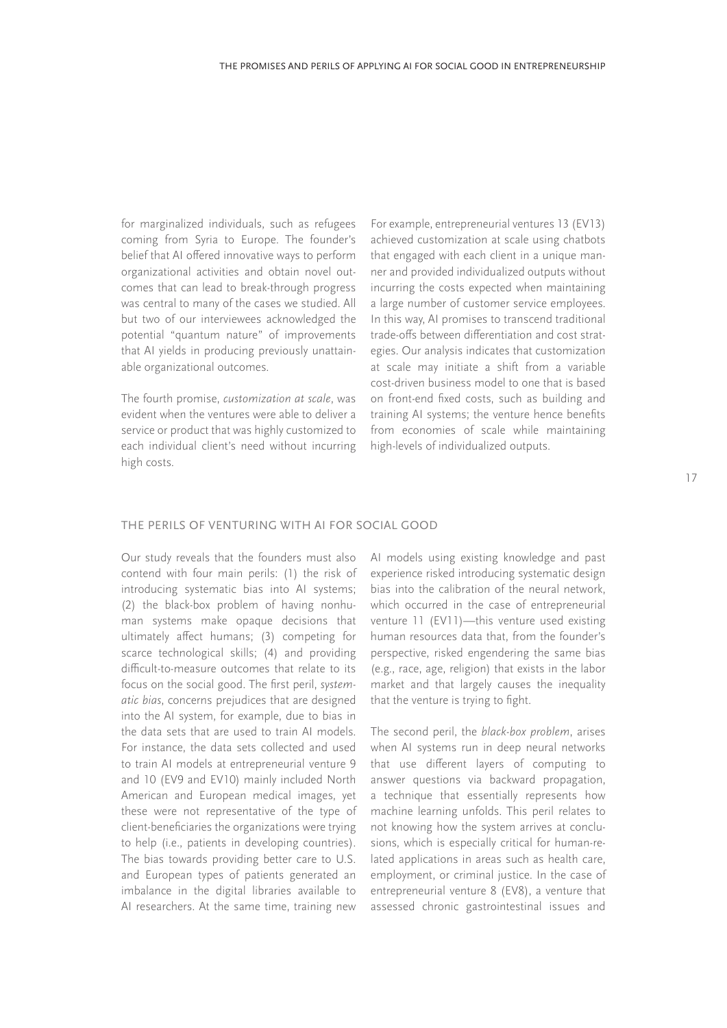for marginalized individuals, such as refugees coming from Syria to Europe. The founder's belief that AI offered innovative ways to perform organizational activities and obtain novel outcomes that can lead to break-through progress was central to many of the cases we studied. All but two of our interviewees acknowledged the potential "quantum nature" of improvements that AI yields in producing previously unattainable organizational outcomes.

The fourth promise, *customization at scale*, was evident when the ventures were able to deliver a service or product that was highly customized to each individual client's need without incurring high costs.

For example, entrepreneurial ventures 13 (EV13) achieved customization at scale using chatbots that engaged with each client in a unique manner and provided individualized outputs without incurring the costs expected when maintaining a large number of customer service employees. In this way, AI promises to transcend traditional trade-offs between differentiation and cost strategies. Our analysis indicates that customization at scale may initiate a shift from a variable cost-driven business model to one that is based on front-end fixed costs, such as building and training AI systems; the venture hence benefits from economies of scale while maintaining high-levels of individualized outputs.

## THE PERILS OF VENTURING WITH AI FOR SOCIAL GOOD

Our study reveals that the founders must also contend with four main perils: (1) the risk of introducing systematic bias into AI systems; (2) the black-box problem of having nonhuman systems make opaque decisions that ultimately affect humans; (3) competing for scarce technological skills; (4) and providing difficult-to-measure outcomes that relate to its focus on the social good. The first peril, *systematic bias*, concerns prejudices that are designed into the AI system, for example, due to bias in the data sets that are used to train AI models. For instance, the data sets collected and used to train AI models at entrepreneurial venture 9 and 10 (EV9 and EV10) mainly included North American and European medical images, yet these were not representative of the type of client-beneficiaries the organizations were trying to help (i.e., patients in developing countries). The bias towards providing better care to U.S. and European types of patients generated an imbalance in the digital libraries available to AI researchers. At the same time, training new AI models using existing knowledge and past experience risked introducing systematic design bias into the calibration of the neural network, which occurred in the case of entrepreneurial venture 11 (EV11)—this venture used existing human resources data that, from the founder's perspective, risked engendering the same bias (e.g., race, age, religion) that exists in the labor market and that largely causes the inequality that the venture is trying to fight.

The second peril, the *black-box problem*, arises when AI systems run in deep neural networks that use different layers of computing to answer questions via backward propagation, a technique that essentially represents how machine learning unfolds. This peril relates to not knowing how the system arrives at conclusions, which is especially critical for human-related applications in areas such as health care, employment, or criminal justice. In the case of entrepreneurial venture 8 (EV8), a venture that assessed chronic gastrointestinal issues and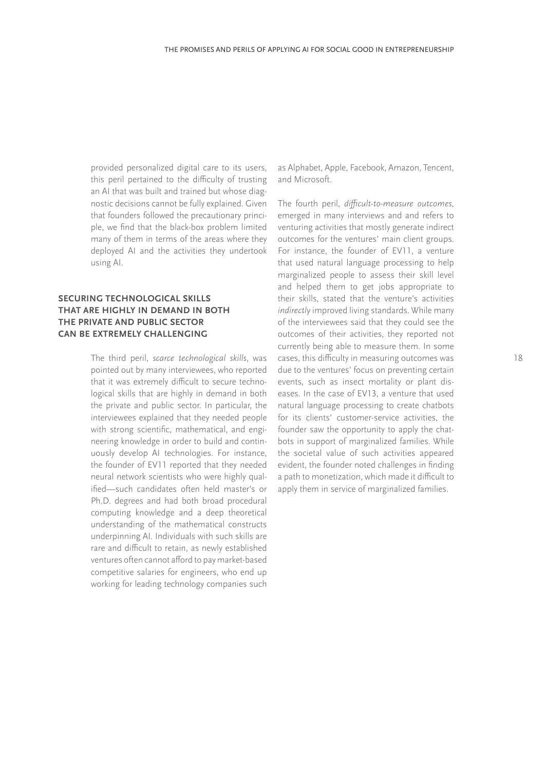provided personalized digital care to its users, this peril pertained to the difficulty of trusting an AI that was built and trained but whose diagnostic decisions cannot be fully explained. Given that founders followed the precautionary principle, we find that the black-box problem limited many of them in terms of the areas where they deployed AI and the activities they undertook using AI.

## SECURING TECHNOLOGICAL SKILLS THAT ARE HIGHLY IN DEMAND IN BOTH THE PRIVATE AND PUBLIC SECTOR CAN BE EXTREMELY CHALLENGING

The third peril, *scarce technological skills*, was pointed out by many interviewees, who reported that it was extremely difficult to secure technological skills that are highly in demand in both the private and public sector. In particular, the interviewees explained that they needed people with strong scientific, mathematical, and engineering knowledge in order to build and continuously develop AI technologies. For instance, the founder of EV11 reported that they needed neural network scientists who were highly qualified—such candidates often held master's or Ph.D. degrees and had both broad procedural computing knowledge and a deep theoretical understanding of the mathematical constructs underpinning AI. Individuals with such skills are rare and difficult to retain, as newly established ventures often cannot afford to pay market-based competitive salaries for engineers, who end up working for leading technology companies such as Alphabet, Apple, Facebook, Amazon, Tencent, and Microsoft.

The fourth peril, *difficult-to-measure outcomes*, emerged in many interviews and and refers to venturing activities that mostly generate indirect outcomes for the ventures' main client groups. For instance, the founder of EV11, a venture that used natural language processing to help marginalized people to assess their skill level and helped them to get jobs appropriate to their skills, stated that the venture's activities *indirectly* improved living standards. While many of the interviewees said that they could see the outcomes of their activities, they reported not currently being able to measure them. In some cases, this difficulty in measuring outcomes was due to the ventures' focus on preventing certain events, such as insect mortality or plant diseases. In the case of EV13, a venture that used natural language processing to create chatbots for its clients' customer-service activities, the founder saw the opportunity to apply the chatbots in support of marginalized families. While the societal value of such activities appeared evident, the founder noted challenges in finding a path to monetization, which made it difficult to apply them in service of marginalized families.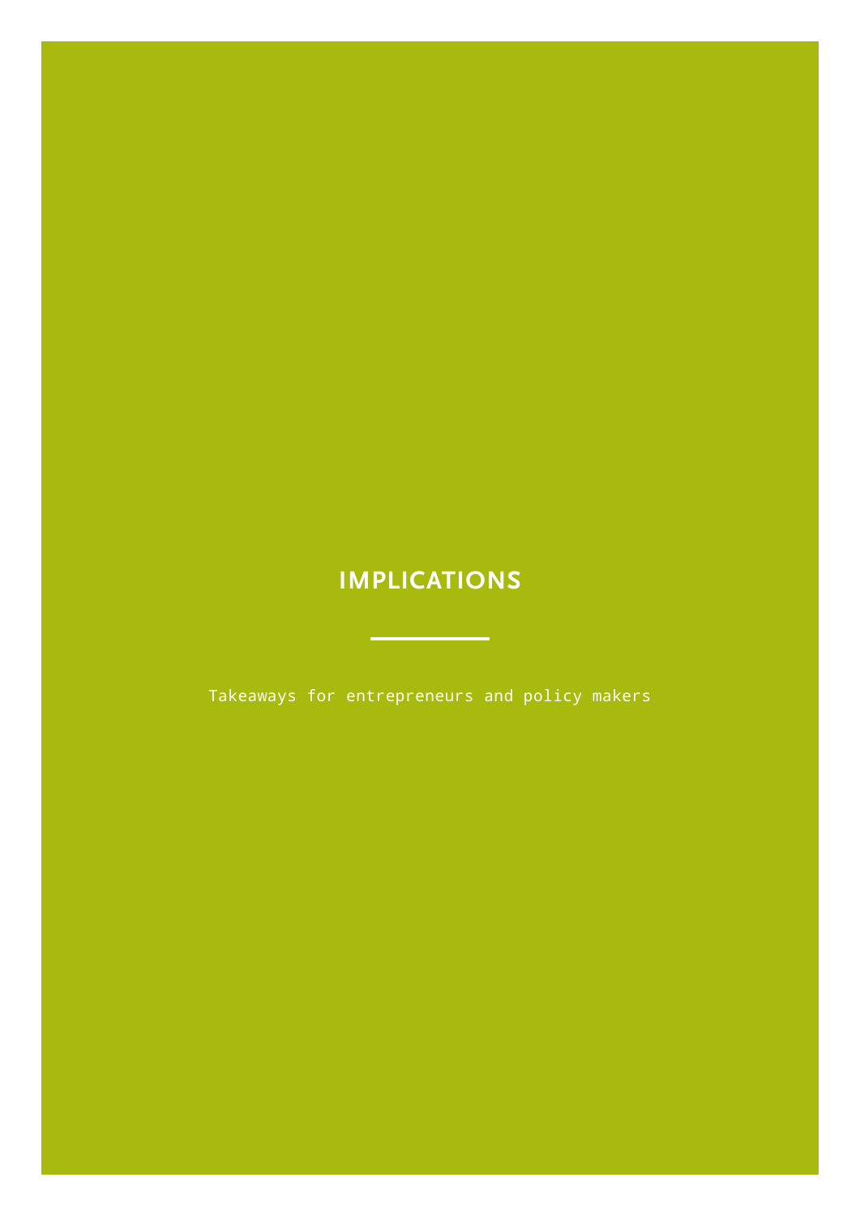# IMPLICATIONS

Takeaways for entrepreneurs and policy makers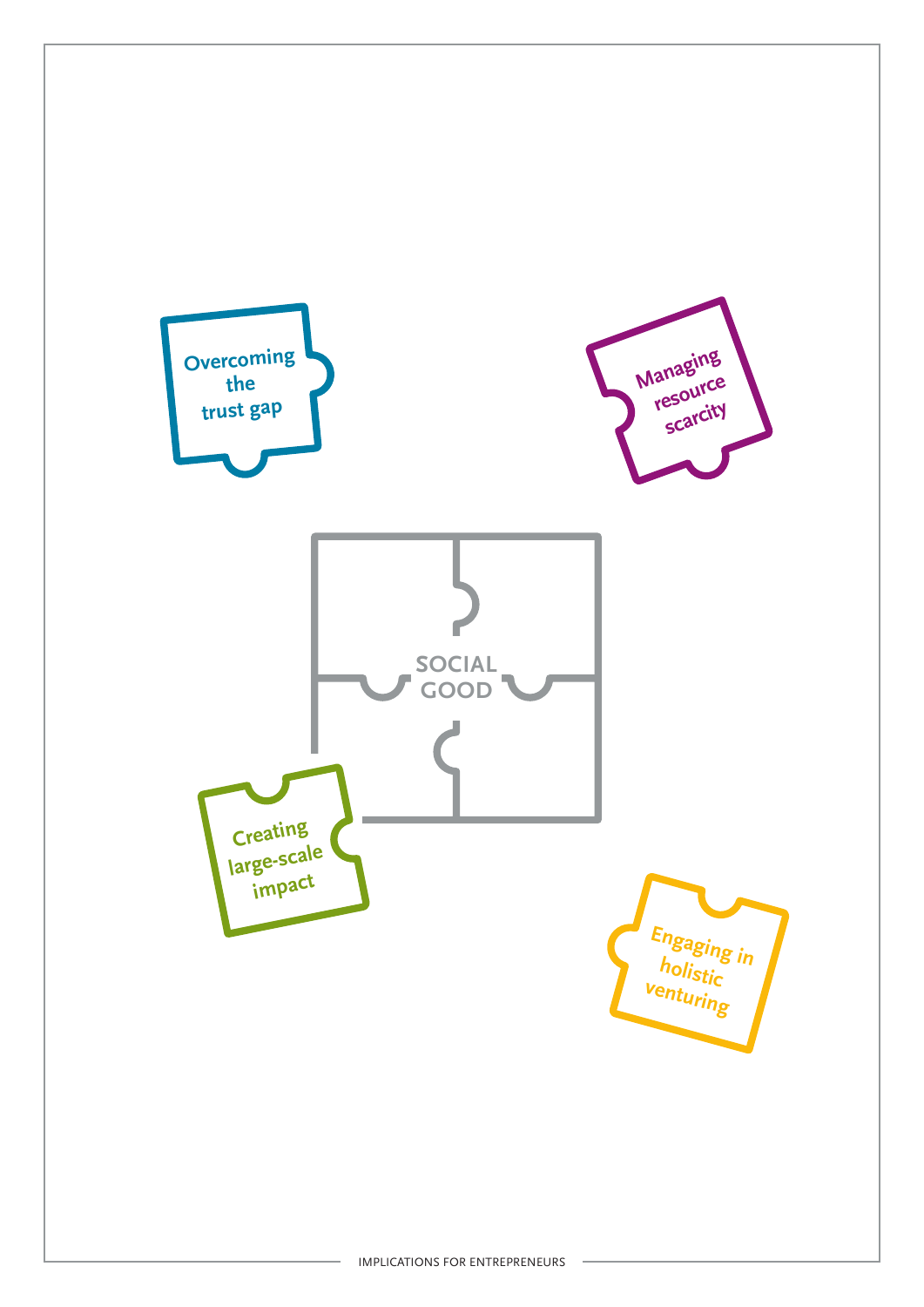Overcoming the trust gap

Managing resource scarcity

SOCIAL GOOD

Creating large-scale impact

Engaging in holistic venturing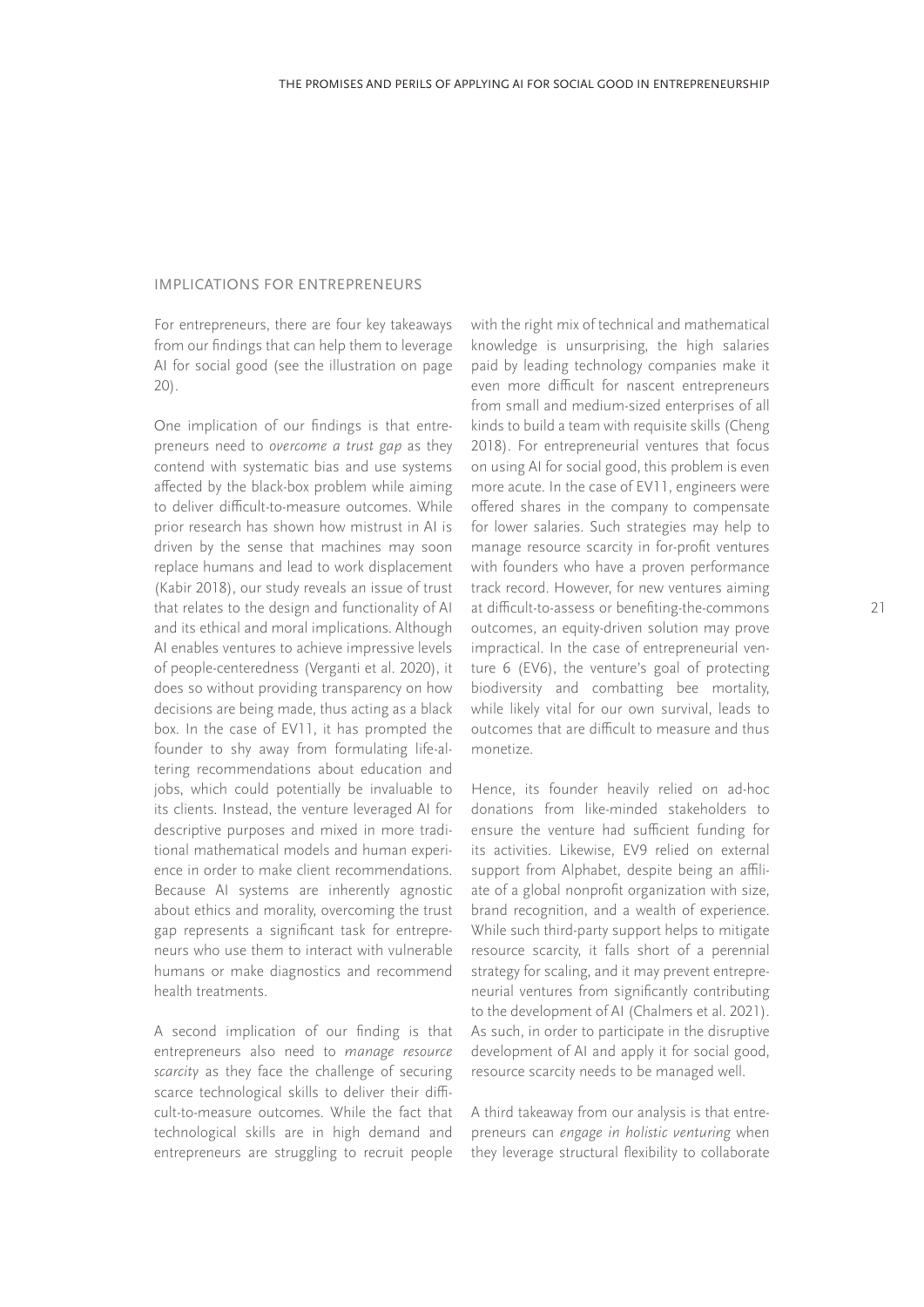## IMPLICATIONS FOR ENTREPRENEURS

For entrepreneurs, there are four key takeaways from our findings that can help them to leverage AI for social good (see the illustration on page 20).

One implication of our findings is that entrepreneurs need to *overcome a trust gap* as they contend with systematic bias and use systems affected by the black-box problem while aiming to deliver difficult-to-measure outcomes. While prior research has shown how mistrust in AI is driven by the sense that machines may soon replace humans and lead to work displacement (Kabir 2018), our study reveals an issue of trust that relates to the design and functionality of AI and its ethical and moral implications. Although AI enables ventures to achieve impressive levels of people-centeredness (Verganti et al. 2020), it does so without providing transparency on how decisions are being made, thus acting as a black box. In the case of EV11, it has prompted the founder to shy away from formulating life-altering recommendations about education and jobs, which could potentially be invaluable to its clients. Instead, the venture leveraged AI for descriptive purposes and mixed in more traditional mathematical models and human experience in order to make client recommendations. Because AI systems are inherently agnostic about ethics and morality, overcoming the trust gap represents a significant task for entrepreneurs who use them to interact with vulnerable humans or make diagnostics and recommend health treatments.

A second implication of our finding is that entrepreneurs also need to *manage resource scarcity* as they face the challenge of securing scarce technological skills to deliver their difficult-to-measure outcomes. While the fact that technological skills are in high demand and entrepreneurs are struggling to recruit people with the right mix of technical and mathematical knowledge is unsurprising, the high salaries paid by leading technology companies make it even more difficult for nascent entrepreneurs from small and medium-sized enterprises of all kinds to build a team with requisite skills (Cheng 2018). For entrepreneurial ventures that focus on using AI for social good, this problem is even more acute. In the case of EV11, engineers were offered shares in the company to compensate for lower salaries. Such strategies may help to manage resource scarcity in for-profit ventures with founders who have a proven performance track record. However, for new ventures aiming at difficult-to-assess or benefiting-the-commons outcomes, an equity-driven solution may prove impractical. In the case of entrepreneurial venture 6 (EV6), the venture's goal of protecting biodiversity and combatting bee mortality, while likely vital for our own survival, leads to outcomes that are difficult to measure and thus monetize.

Hence, its founder heavily relied on ad-hoc donations from like-minded stakeholders to ensure the venture had sufficient funding for its activities. Likewise, EV9 relied on external support from Alphabet, despite being an affiliate of a global nonprofit organization with size, brand recognition, and a wealth of experience. While such third-party support helps to mitigate resource scarcity, it falls short of a perennial strategy for scaling, and it may prevent entrepreneurial ventures from significantly contributing to the development of AI (Chalmers et al. 2021). As such, in order to participate in the disruptive development of AI and apply it for social good, resource scarcity needs to be managed well.

A third takeaway from our analysis is that entrepreneurs can *engage in holistic venturing* when they leverage structural flexibility to collaborate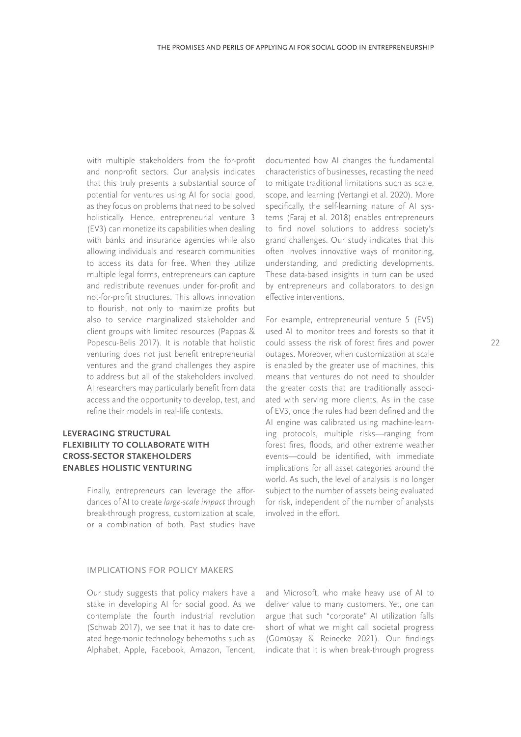with multiple stakeholders from the for-profit and nonprofit sectors. Our analysis indicates that this truly presents a substantial source of potential for ventures using AI for social good, as they focus on problems that need to be solved holistically. Hence, entrepreneurial venture 3 (EV3) can monetize its capabilities when dealing with banks and insurance agencies while also allowing individuals and research communities to access its data for free. When they utilize multiple legal forms, entrepreneurs can capture and redistribute revenues under for-profit and not-for-profit structures. This allows innovation to flourish, not only to maximize profits but also to service marginalized stakeholder and client groups with limited resources (Pappas & Popescu-Belis 2017). It is notable that holistic venturing does not just benefit entrepreneurial ventures and the grand challenges they aspire to address but all of the stakeholders involved. AI researchers may particularly benefit from data access and the opportunity to develop, test, and refine their models in real-life contexts.

### LEVERAGING STRUCTURAL FLEXIBILITY TO COLLABORATE WITH CROSS-SECTOR STAKEHOLDERS ENABLES HOLISTIC VENTURING

Finally, entrepreneurs can leverage the affordances of AI to create *large-scale impact* through break-through progress, customization at scale, or a combination of both. Past studies have documented how AI changes the fundamental characteristics of businesses, recasting the need to mitigate traditional limitations such as scale, scope, and learning (Vertangi et al. 2020). More specifically, the self-learning nature of AI systems (Faraj et al. 2018) enables entrepreneurs to find novel solutions to address society's grand challenges. Our study indicates that this often involves innovative ways of monitoring, understanding, and predicting developments. These data-based insights in turn can be used by entrepreneurs and collaborators to design effective interventions.

For example, entrepreneurial venture 5 (EV5) used AI to monitor trees and forests so that it could assess the risk of forest fires and power outages. Moreover, when customization at scale is enabled by the greater use of machines, this means that ventures do not need to shoulder the greater costs that are traditionally associated with serving more clients. As in the case of EV3, once the rules had been defined and the AI engine was calibrated using machine-learning protocols, multiple risks—ranging from forest fires, floods, and other extreme weather events—could be identified, with immediate implications for all asset categories around the world. As such, the level of analysis is no longer subject to the number of assets being evaluated for risk, independent of the number of analysts involved in the effort.

## IMPLICATIONS FOR POLICY MAKERS

Our study suggests that policy makers have a stake in developing AI for social good. As we contemplate the fourth industrial revolution (Schwab 2017), we see that it has to date created hegemonic technology behemoths such as Alphabet, Apple, Facebook, Amazon, Tencent, and Microsoft, who make heavy use of AI to deliver value to many customers. Yet, one can argue that such "corporate" AI utilization falls short of what we might call societal progress (Gümüşay & Reinecke 2021). Our findings indicate that it is when break-through progress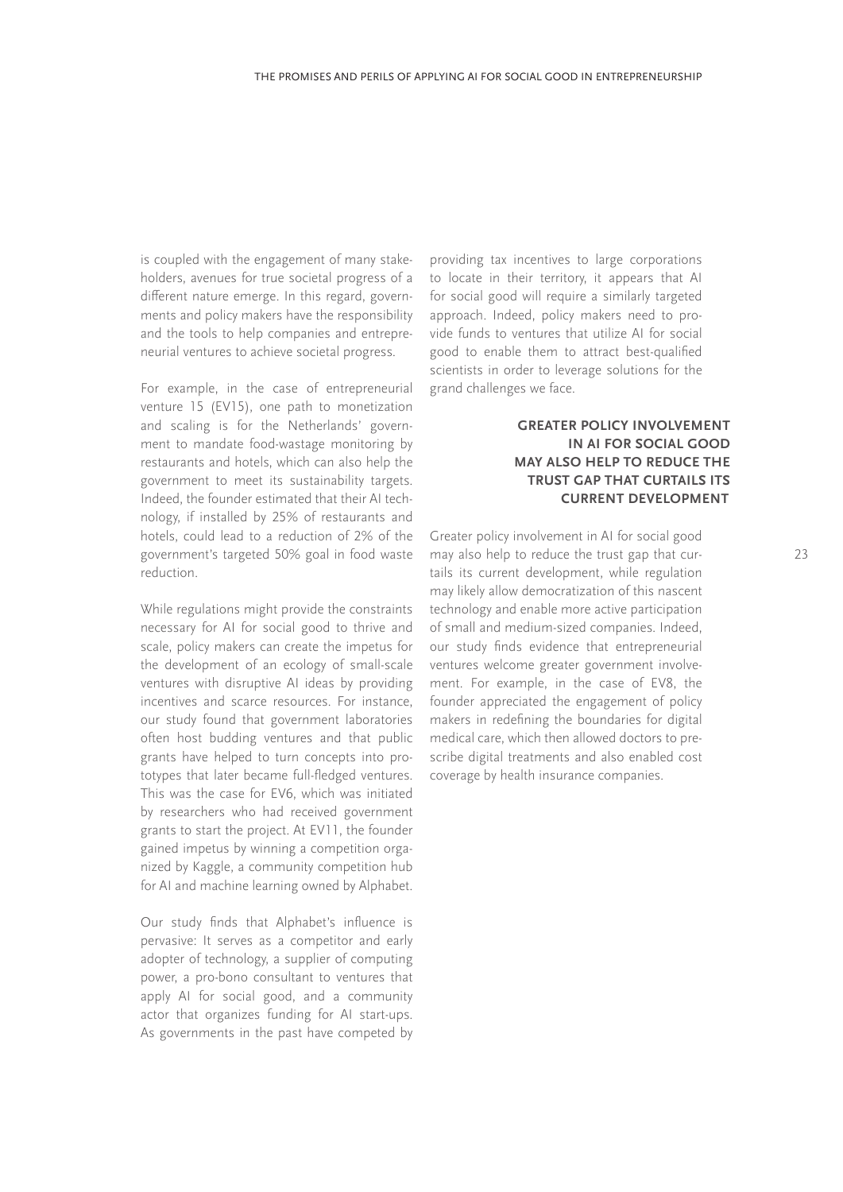is coupled with the engagement of many stakeholders, avenues for true societal progress of a different nature emerge. In this regard, governments and policy makers have the responsibility and the tools to help companies and entrepreneurial ventures to achieve societal progress.

For example, in the case of entrepreneurial venture 15 (EV15), one path to monetization and scaling is for the Netherlands' government to mandate food-wastage monitoring by restaurants and hotels, which can also help the government to meet its sustainability targets. Indeed, the founder estimated that their AI technology, if installed by 25% of restaurants and hotels, could lead to a reduction of 2% of the government's targeted 50% goal in food waste reduction.

While regulations might provide the constraints necessary for AI for social good to thrive and scale, policy makers can create the impetus for the development of an ecology of small-scale ventures with disruptive AI ideas by providing incentives and scarce resources. For instance, our study found that government laboratories often host budding ventures and that public grants have helped to turn concepts into prototypes that later became full-fledged ventures. This was the case for EV6, which was initiated by researchers who had received government grants to start the project. At EV11, the founder gained impetus by winning a competition organized by Kaggle, a community competition hub for AI and machine learning owned by Alphabet.

Our study finds that Alphabet's influence is pervasive: It serves as a competitor and early adopter of technology, a supplier of computing power, a pro-bono consultant to ventures that apply AI for social good, and a community actor that organizes funding for AI start-ups. As governments in the past have competed by providing tax incentives to large corporations to locate in their territory, it appears that AI for social good will require a similarly targeted approach. Indeed, policy makers need to provide funds to ventures that utilize AI for social good to enable them to attract best-qualified scientists in order to leverage solutions for the grand challenges we face.

**GREATER POLICY INVOLVEMENT IN AI FOR SOCIAL GOOD MAY ALSO HELP TO REDUCE THE TRUST GAP THAT CURTAILS ITS CURRENT DEVELOPMENT**

Greater policy involvement in AI for social good may also help to reduce the trust gap that curtails its current development, while regulation may likely allow democratization of this nascent technology and enable more active participation of small and medium-sized companies. Indeed, our study finds evidence that entrepreneurial ventures welcome greater government involvement. For example, in the case of EV8, the founder appreciated the engagement of policy makers in redefining the boundaries for digital medical care, which then allowed doctors to prescribe digital treatments and also enabled cost coverage by health insurance companies.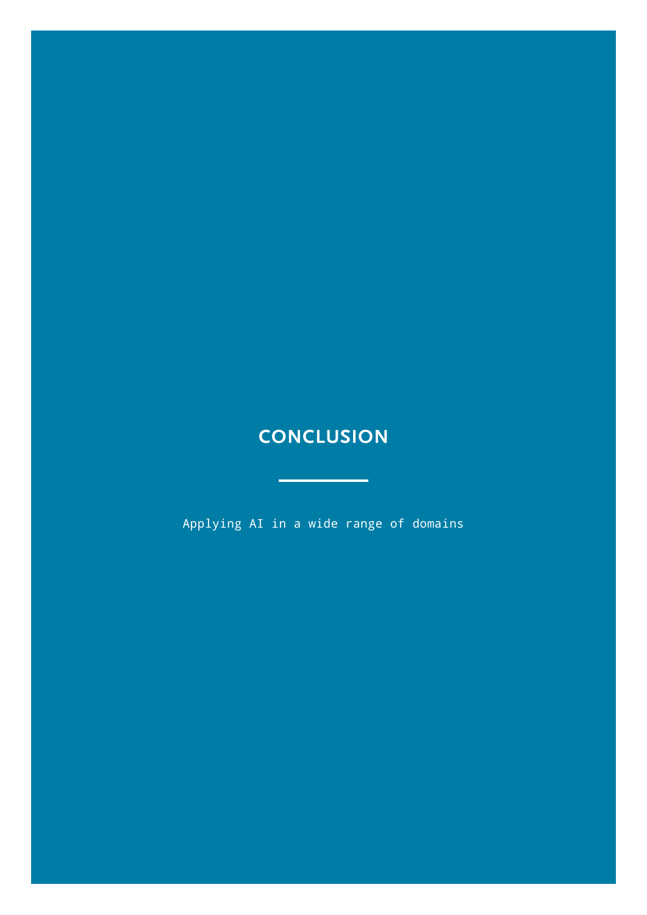# CONCLUSION

Applying AI in a wide range of domains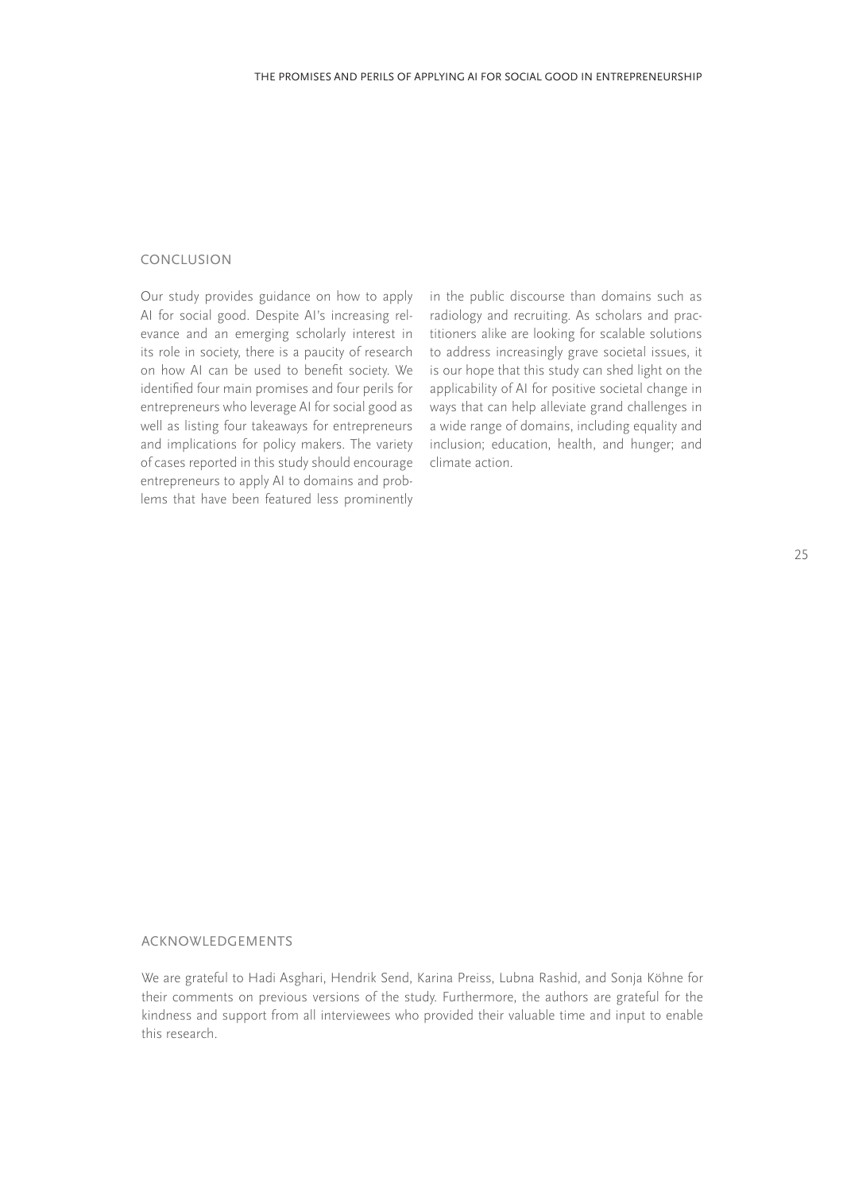## CONCLUSION

Our study provides guidance on how to apply AI for social good. Despite AI's increasing relevance and an emerging scholarly interest in its role in society, there is a paucity of research on how AI can be used to benefit society. We identified four main promises and four perils for entrepreneurs who leverage AI for social good as well as listing four takeaways for entrepreneurs and implications for policy makers. The variety of cases reported in this study should encourage entrepreneurs to apply AI to domains and problems that have been featured less prominently in the public discourse than domains such as radiology and recruiting. As scholars and practitioners alike are looking for scalable solutions to address increasingly grave societal issues, it is our hope that this study can shed light on the applicability of AI for positive societal change in ways that can help alleviate grand challenges in a wide range of domains, including equality and inclusion; education, health, and hunger; and climate action.

## ACKNOWLEDGEMENTS

We are grateful to Hadi Asghari, Hendrik Send, Karina Preiss, Lubna Rashid, and Sonja Köhne for their comments on previous versions of the study. Furthermore, the authors are grateful for the kindness and support from all interviewees who provided their valuable time and input to enable this research.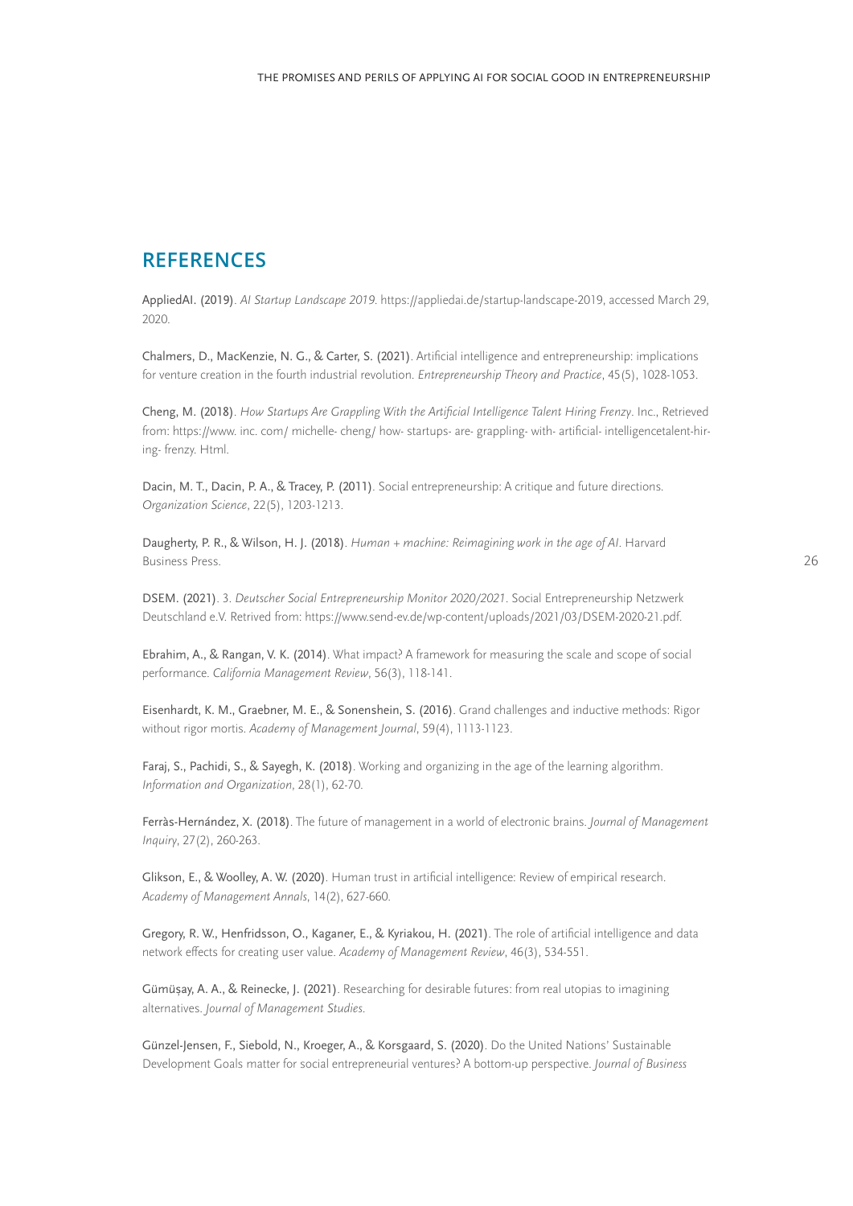## REFERENCES

AppliedAI. (2019). *AI Startup Landscape 2019*. https://appliedai.de/startup-landscape-2019, accessed March 29, 2020.

Chalmers, D., MacKenzie, N. G., & Carter, S. (2021). Artificial intelligence and entrepreneurship: implications for venture creation in the fourth industrial revolution. *Entrepreneurship Theory and Practice*, 45(5), 1028-1053.

Cheng, M. (2018). *How Startups Are Grappling With the Artificial Intelligence Talent Hiring Frenzy*. Inc., Retrieved from: https://www. inc. com/ michelle- cheng/ how- startups- are- grappling- with- artificial- intelligencetalent-hiring- frenzy. Html.

Dacin, M. T., Dacin, P. A., & Tracey, P. (2011). Social entrepreneurship: A critique and future directions. *Organization Science*, 22(5), 1203-1213.

Daugherty, P. R., & Wilson, H. J. (2018). *Human + machine: Reimagining work in the age of AI*. Harvard Business Press.

DSEM. (2021). 3. *Deutscher Social Entrepreneurship Monitor 2020/2021*. Social Entrepreneurship Netzwerk Deutschland e.V. Retrived from: https://www.send-ev.de/wp-content/uploads/2021/03/DSEM-2020-21.pdf.

Ebrahim, A., & Rangan, V. K. (2014). What impact? A framework for measuring the scale and scope of social performance. *California Management Review*, 56(3), 118-141.

Eisenhardt, K. M., Graebner, M. E., & Sonenshein, S. (2016). Grand challenges and inductive methods: Rigor without rigor mortis. *Academy of Management Journal*, 59(4), 1113-1123.

Faraj, S., Pachidi, S., & Sayegh, K. (2018). Working and organizing in the age of the learning algorithm. *Information and Organization*, 28(1), 62-70.

Ferràs-Hernández, X. (2018). The future of management in a world of electronic brains. *Journal of Management Inquiry*, 27(2), 260-263.

Glikson, E., & Woolley, A. W. (2020). Human trust in artificial intelligence: Review of empirical research. *Academy of Management Annals*, 14(2), 627-660.

Gregory, R. W., Henfridsson, O., Kaganer, E., & Kyriakou, H. (2021). The role of artificial intelligence and data network effects for creating user value. *Academy of Management Review*, 46(3), 534-551.

Gümüşay, A. A., & Reinecke, J. (2021). Researching for desirable futures: from real utopias to imagining alternatives. *Journal of Management Studies*.

Günzel-Jensen, F., Siebold, N., Kroeger, A., & Korsgaard, S. (2020). Do the United Nations' Sustainable Development Goals matter for social entrepreneurial ventures? A bottom-up perspective. *Journal of Business*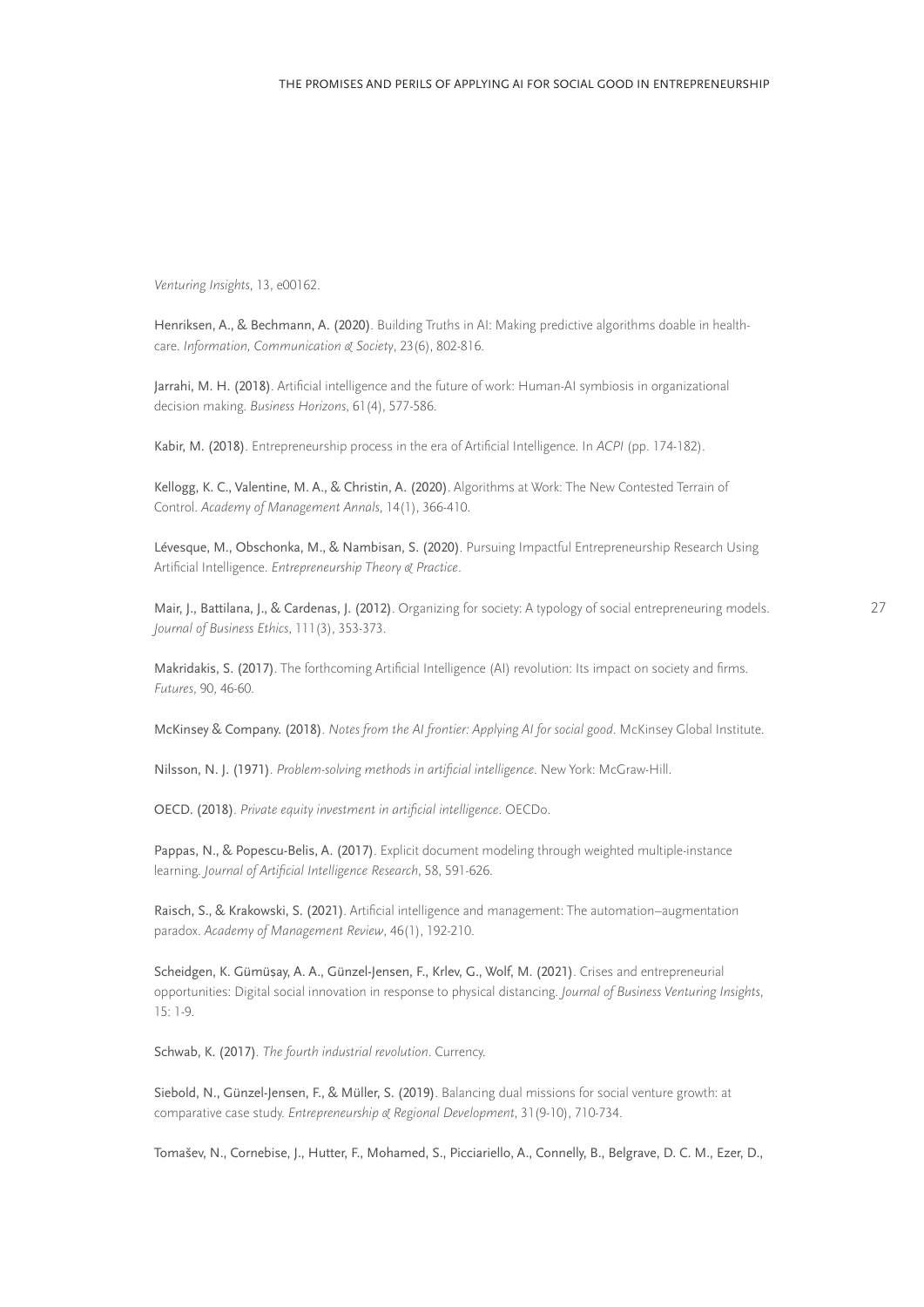*Venturing Insights*, 13, e00162.

Henriksen, A., & Bechmann, A. (2020). Building Truths in AI: Making predictive algorithms doable in healthcare. *Information, Communication & Society*, 23(6), 802-816.

Jarrahi, M. H. (2018). Artificial intelligence and the future of work: Human-AI symbiosis in organizational decision making. *Business Horizons*, 61(4), 577-586.

Kabir, M. (2018). Entrepreneurship process in the era of Artificial Intelligence. In *ACPI* (pp. 174-182).

Kellogg, K. C., Valentine, M. A., & Christin, A. (2020). Algorithms at Work: The New Contested Terrain of Control. *Academy of Management Annals*, 14(1), 366-410.

Lévesque, M., Obschonka, M., & Nambisan, S. (2020). Pursuing Impactful Entrepreneurship Research Using Artificial Intelligence. *Entrepreneurship Theory & Practice*.

Mair, J., Battilana, J., & Cardenas, J. (2012). Organizing for society: A typology of social entrepreneuring models. *Journal of Business Ethics*, 111(3), 353-373.

Makridakis, S. (2017). The forthcoming Artificial Intelligence (AI) revolution: Its impact on society and firms. *Futures*, 90, 46-60.

McKinsey & Company. (2018). *Notes from the AI frontier: Applying AI for social good*. McKinsey Global Institute.

Nilsson, N. J. (1971). *Problem-solving methods in artificial intelligence*. New York: McGraw-Hill.

OECD. (2018). *Private equity investment in artificial intelligence*. OECDo.

Pappas, N., & Popescu-Belis, A. (2017). Explicit document modeling through weighted multiple-instance learning. *Journal of Artificial Intelligence Research*, 58, 591-626.

Raisch, S., & Krakowski, S. (2021). Artificial intelligence and management: The automation–augmentation paradox. *Academy of Management Review*, 46(1), 192-210.

Scheidgen, K. Gümüşay, A. A., Günzel-Jensen, F., Krlev, G., Wolf, M. (2021). Crises and entrepreneurial opportunities: Digital social innovation in response to physical distancing. *Journal of Business Venturing Insights*, 15: 1-9.

Schwab, K. (2017). *The fourth industrial revolution*. Currency.

Siebold, N., Günzel-Jensen, F., & Müller, S. (2019). Balancing dual missions for social venture growth: at comparative case study. *Entrepreneurship & Regional Development*, 31(9-10), 710-734.

Tomašev, N., Cornebise, J., Hutter, F., Mohamed, S., Picciariello, A., Connelly, B., Belgrave, D. C. M., Ezer, D.,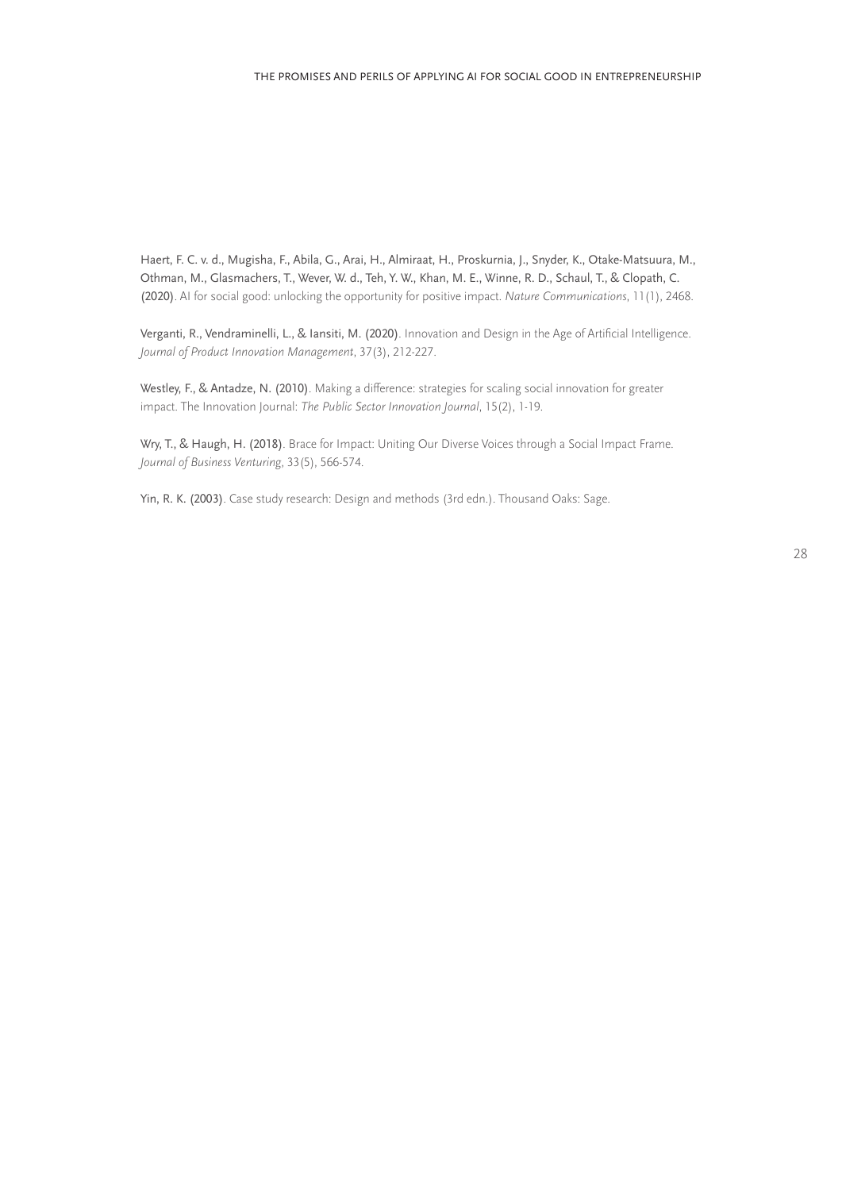Haert, F. C. v. d., Mugisha, F., Abila, G., Arai, H., Almiraat, H., Proskurnia, J., Snyder, K., Otake-Matsuura, M., Othman, M., Glasmachers, T., Wever, W. d., Teh, Y. W., Khan, M. E., Winne, R. D., Schaul, T., & Clopath, C. (2020). AI for social good: unlocking the opportunity for positive impact. *Nature Communications*, 11(1), 2468.

Verganti, R., Vendraminelli, L., & Iansiti, M. (2020). Innovation and Design in the Age of Artificial Intelligence. *Journal of Product Innovation Management*, 37(3), 212-227.

Westley, F., & Antadze, N. (2010). Making a difference: strategies for scaling social innovation for greater impact. The Innovation Journal: *The Public Sector Innovation Journal*, 15(2), 1-19.

Wry, T., & Haugh, H. (2018). Brace for Impact: Uniting Our Diverse Voices through a Social Impact Frame. *Journal of Business Venturing*, 33(5), 566-574.

Yin, R. K. (2003). Case study research: Design and methods (3rd edn.). Thousand Oaks: Sage.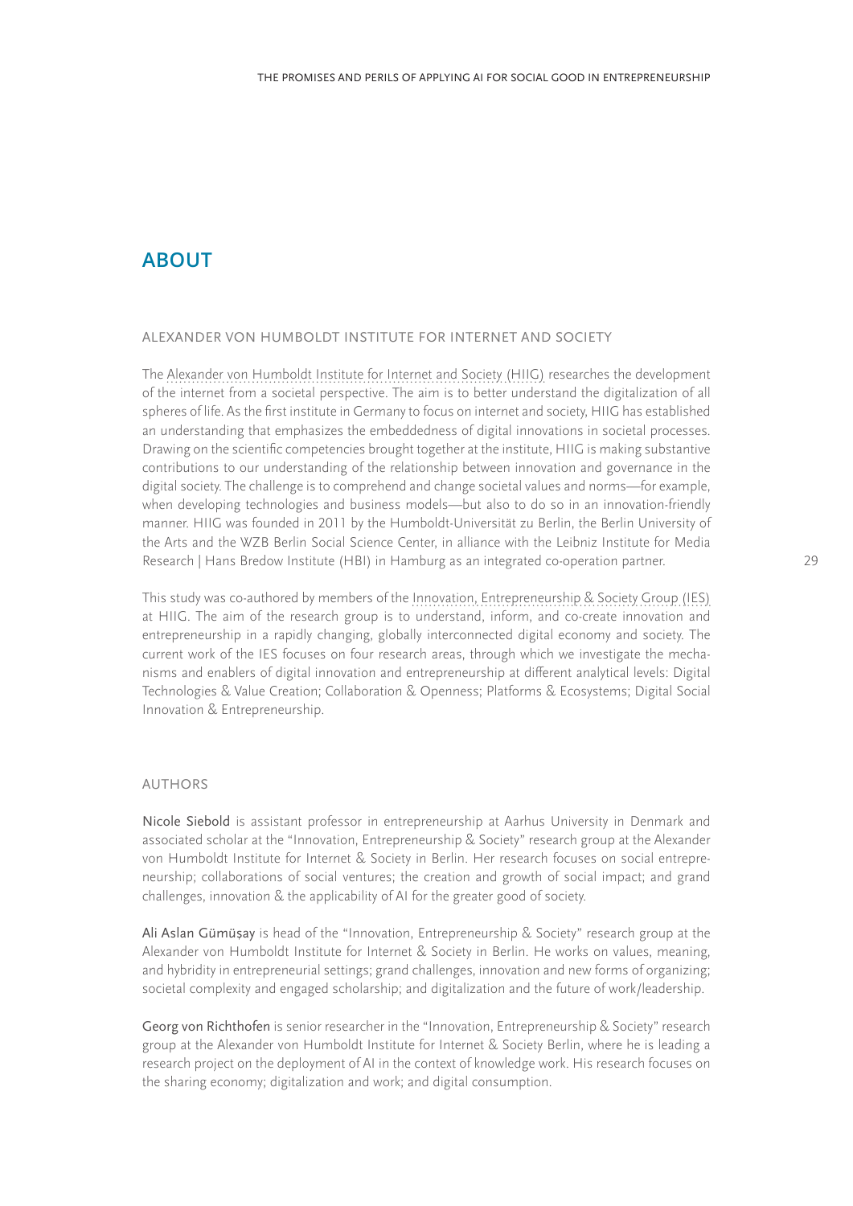# ABOUT

## ALEXANDER VON HUMBOLDT INSTITUTE FOR INTERNET AND SOCIETY

The Alexander von Humboldt Institute for Internet and Society (HIIG) researches the development of the internet from a societal perspective. The aim is to better understand the digitalization of all spheres of life. As the first institute in Germany to focus on internet and society, HIIG has established an understanding that emphasizes the embeddedness of digital innovations in societal processes. Drawing on the scientific competencies brought together at the institute, HIIG is making substantive contributions to our understanding of the relationship between innovation and governance in the digital society. The challenge is to comprehend and change societal values and norms—for example, when developing technologies and business models—but also to do so in an innovation-friendly manner. HIIG was founded in 2011 by the Humboldt-Universität zu Berlin, the Berlin University of the Arts and the WZB Berlin Social Science Center, in alliance with the Leibniz Institute for Media Research | Hans Bredow Institute (HBI) in Hamburg as an integrated co-operation partner.

This study was co-authored by members of the Innovation, Entrepreneurship & Society Group (IES) at HIIG. The aim of the research group is to understand, inform, and co-create innovation and entrepreneurship in a rapidly changing, globally interconnected digital economy and society. The current work of the IES focuses on four research areas, through which we investigate the mechanisms and enablers of digital innovation and entrepreneurship at different analytical levels: Digital Technologies & Value Creation; Collaboration & Openness; Platforms & Ecosystems; Digital Social Innovation & Entrepreneurship.

## AUTHORS

Nicole Siebold is assistant professor in entrepreneurship at Aarhus University in Denmark and associated scholar at the "Innovation, Entrepreneurship & Society" research group at the Alexander von Humboldt Institute for Internet & Society in Berlin. Her research focuses on social entrepreneurship; collaborations of social ventures; the creation and growth of social impact; and grand challenges, innovation & the applicability of AI for the greater good of society.

Ali Aslan Gümüşay is head of the "Innovation, Entrepreneurship & Society" research group at the Alexander von Humboldt Institute for Internet & Society in Berlin. He works on values, meaning, and hybridity in entrepreneurial settings; grand challenges, innovation and new forms of organizing; societal complexity and engaged scholarship; and digitalization and the future of work/leadership.

Georg von Richthofen is senior researcher in the "Innovation, Entrepreneurship & Society" research group at the Alexander von Humboldt Institute for Internet & Society Berlin, where he is leading a research project on the deployment of AI in the context of knowledge work. His research focuses on the sharing economy; digitalization and work; and digital consumption.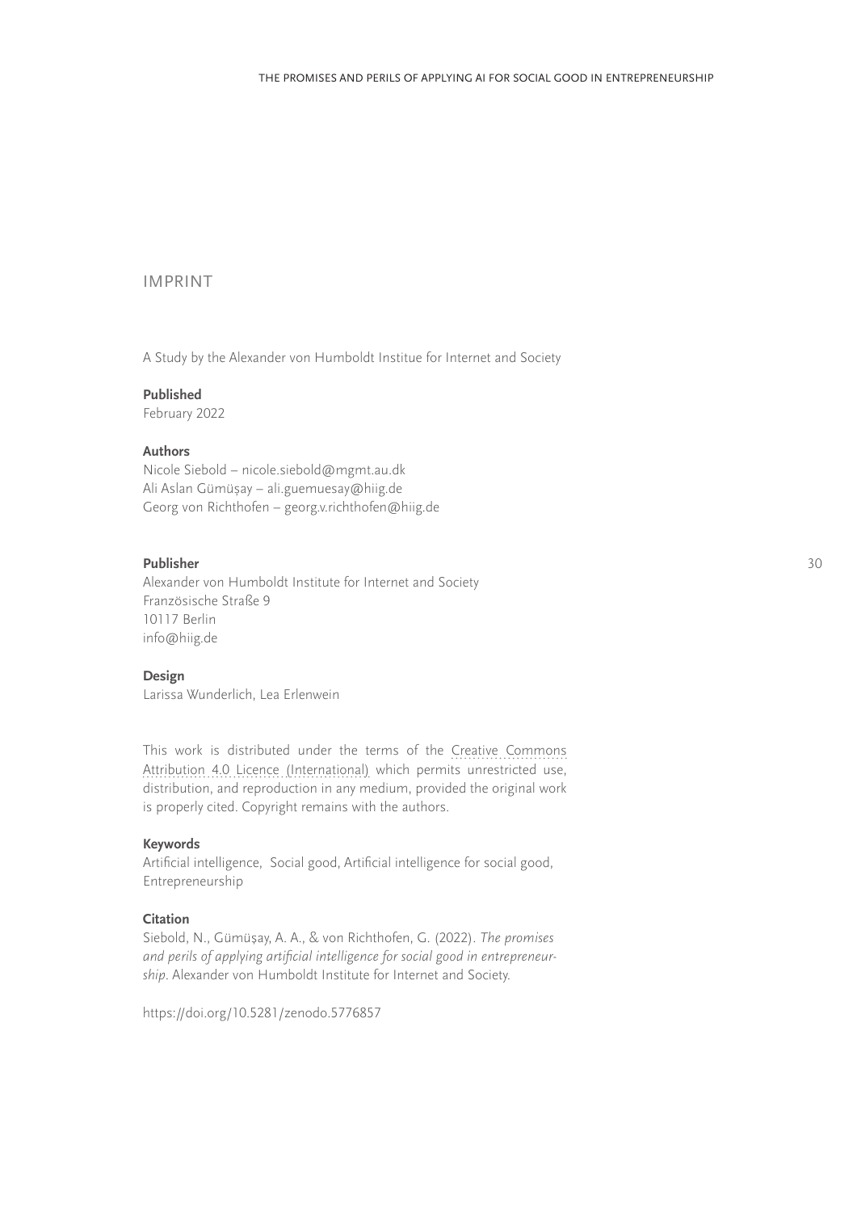# IMPRINT

A Study by the Alexander von Humboldt Institue for Internet and Society

**Published**
February 2022

**Authors**
Nicole Siebold – nicole.siebold@mgmt.au.dk
Ali Aslan Gümüşay – ali.guemuesay@hiig.de
Georg von Richthofen – georg.v.richthofen@hiig.de

**Publisher**
Alexander von Humboldt Institute for Internet and Society
Französische Straße 9
10117 Berlin
info@hiig.de

**Design**
Larissa Wunderlich, Lea Erlenwein

This work is distributed under the terms of the Creative Commons Attribution 4.0 Licence (International) which permits unrestricted use, distribution, and reproduction in any medium, provided the original work is properly cited. Copyright remains with the authors.

**Keywords**
Artificial intelligence, Social good, Artificial intelligence for social good, Entrepreneurship

**Citation**
Siebold, N., Gümüşay, A. A., & von Richthofen, G. (2022). *The promises and perils of applying artificial intelligence for social good in entrepreneurship*. Alexander von Humboldt Institute for Internet and Society.

https://doi.org/10.5281/zenodo.5776857